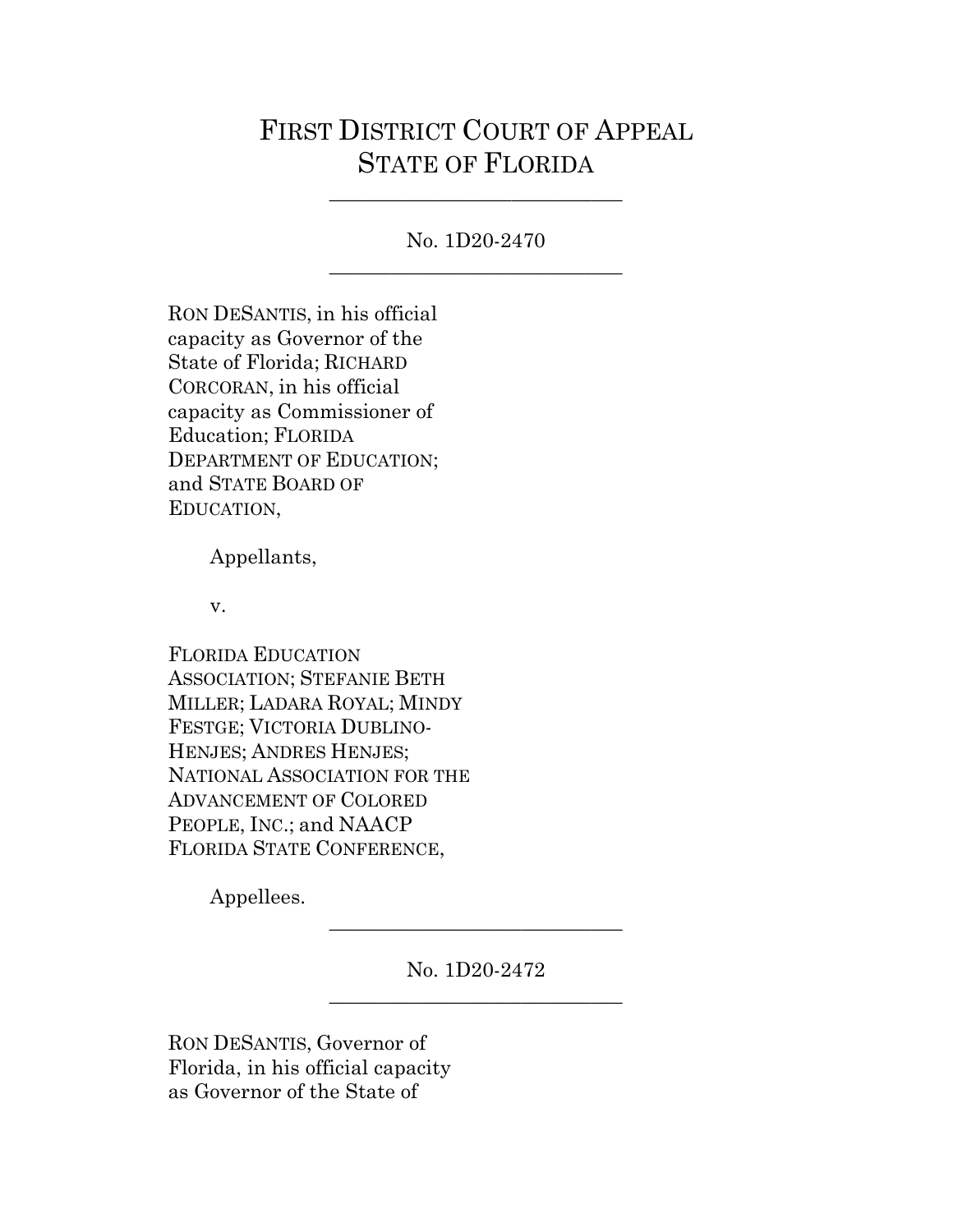# FIRST DISTRICT COURT OF APPEAL
# STATE OF FLORIDA

---

No. 1D20-2470

---

RON DESANTIS, in his official capacity as Governor of the State of Florida; RICHARD CORCORAN, in his official capacity as Commissioner of Education; FLORIDA DEPARTMENT OF EDUCATION; and STATE BOARD OF EDUCATION,

Appellants,

v.

FLORIDA EDUCATION ASSOCIATION; STEFANIE BETH MILLER; LADARA ROYAL; MINDY FESTGE; VICTORIA DUBLINO-HENJES; ANDRES HENJES; NATIONAL ASSOCIATION FOR THE ADVANCEMENT OF COLORED PEOPLE, INC.; and NAACP FLORIDA STATE CONFERENCE,

Appellees.

---

No. 1D20-2472

---

RON DESANTIS, Governor of Florida, in his official capacity as Governor of the State of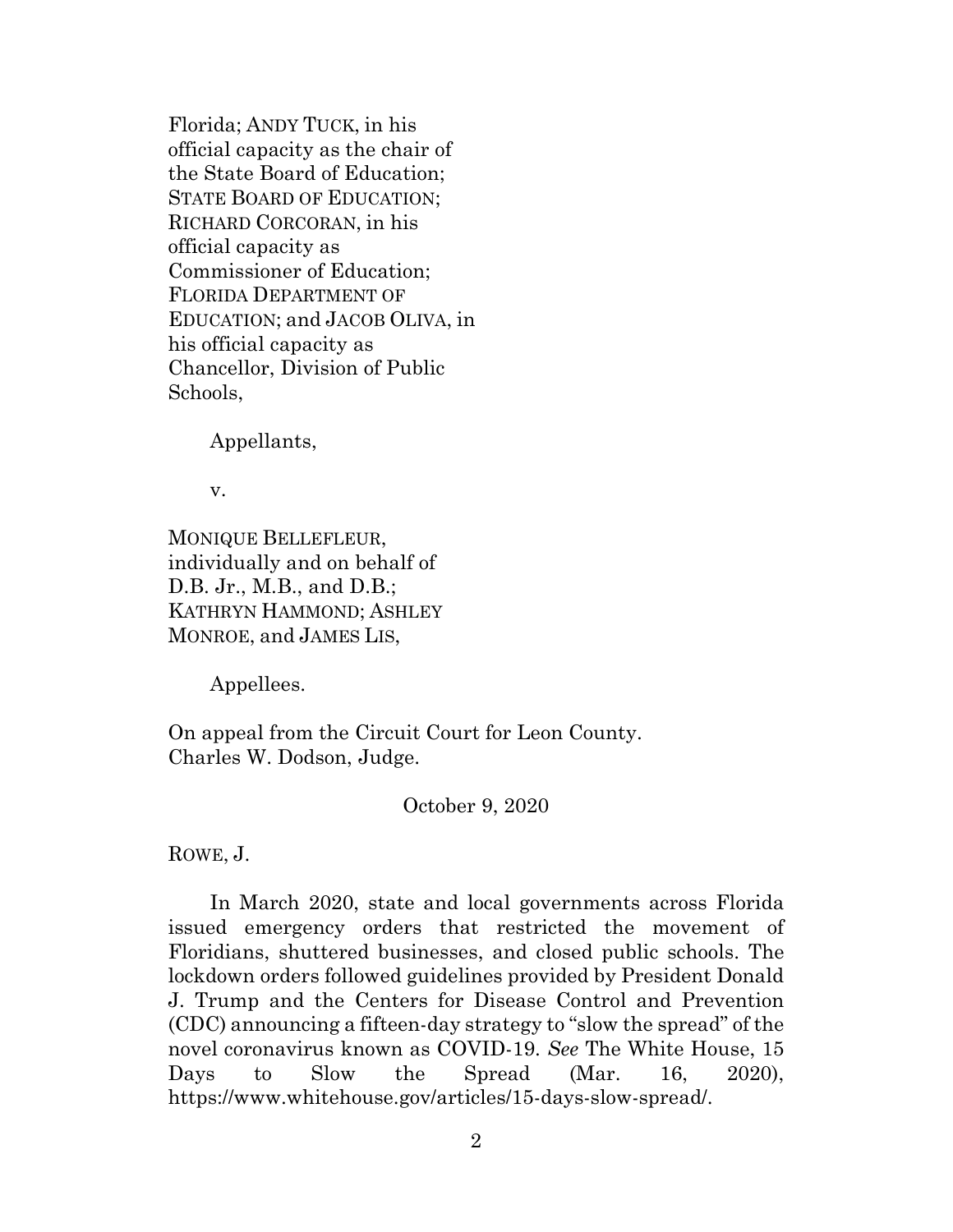Florida; ANDY TUCK, in his official capacity as the chair of the State Board of Education; STATE BOARD OF EDUCATION; RICHARD CORCORAN, in his official capacity as Commissioner of Education; FLORIDA DEPARTMENT OF EDUCATION; and JACOB OLIVA, in his official capacity as Chancellor, Division of Public Schools,

Appellants,

v.

MONIQUE BELLEFLEUR, individually and on behalf of D.B. Jr., M.B., and D.B.; KATHRYN HAMMOND; ASHLEY MONROE, and JAMES LIS,

Appellees.

On appeal from the Circuit Court for Leon County.
Charles W. Dodson, Judge.

October 9, 2020

ROWE, J.

In March 2020, state and local governments across Florida issued emergency orders that restricted the movement of Floridians, shuttered businesses, and closed public schools. The lockdown orders followed guidelines provided by President Donald J. Trump and the Centers for Disease Control and Prevention (CDC) announcing a fifteen-day strategy to "slow the spread" of the novel coronavirus known as COVID-19. *See* The White House, 15 Days to Slow the Spread (Mar. 16, 2020), https://www.whitehouse.gov/articles/15-days-slow-spread/.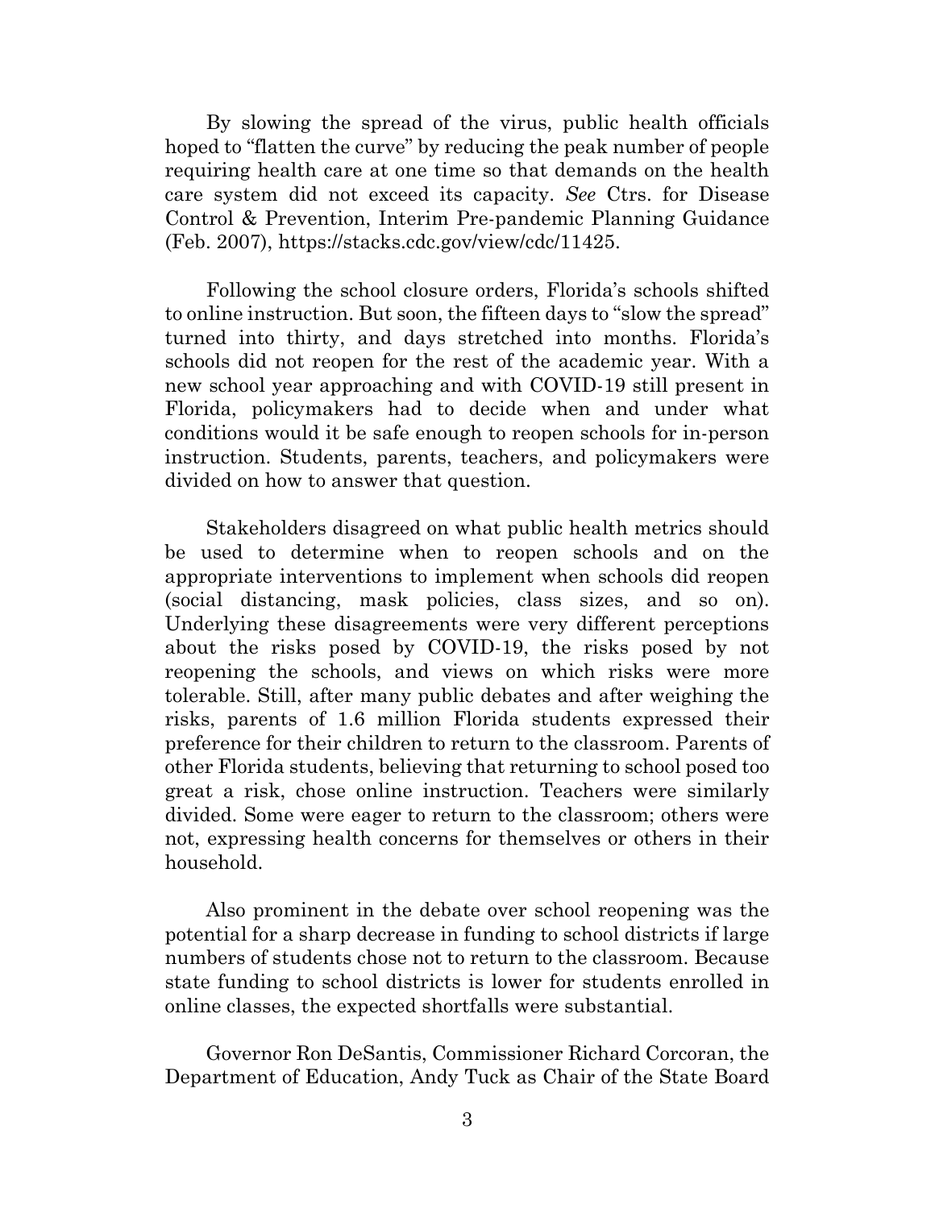By slowing the spread of the virus, public health officials hoped to "flatten the curve" by reducing the peak number of people requiring health care at one time so that demands on the health care system did not exceed its capacity. *See* Ctrs. for Disease Control & Prevention, Interim Pre-pandemic Planning Guidance (Feb. 2007), https://stacks.cdc.gov/view/cdc/11425.

Following the school closure orders, Florida's schools shifted to online instruction. But soon, the fifteen days to "slow the spread" turned into thirty, and days stretched into months. Florida's schools did not reopen for the rest of the academic year. With a new school year approaching and with COVID-19 still present in Florida, policymakers had to decide when and under what conditions would it be safe enough to reopen schools for in-person instruction. Students, parents, teachers, and policymakers were divided on how to answer that question.

Stakeholders disagreed on what public health metrics should be used to determine when to reopen schools and on the appropriate interventions to implement when schools did reopen (social distancing, mask policies, class sizes, and so on). Underlying these disagreements were very different perceptions about the risks posed by COVID-19, the risks posed by not reopening the schools, and views on which risks were more tolerable. Still, after many public debates and after weighing the risks, parents of 1.6 million Florida students expressed their preference for their children to return to the classroom. Parents of other Florida students, believing that returning to school posed too great a risk, chose online instruction. Teachers were similarly divided. Some were eager to return to the classroom; others were not, expressing health concerns for themselves or others in their household.

Also prominent in the debate over school reopening was the potential for a sharp decrease in funding to school districts if large numbers of students chose not to return to the classroom. Because state funding to school districts is lower for students enrolled in online classes, the expected shortfalls were substantial.

Governor Ron DeSantis, Commissioner Richard Corcoran, the Department of Education, Andy Tuck as Chair of the State Board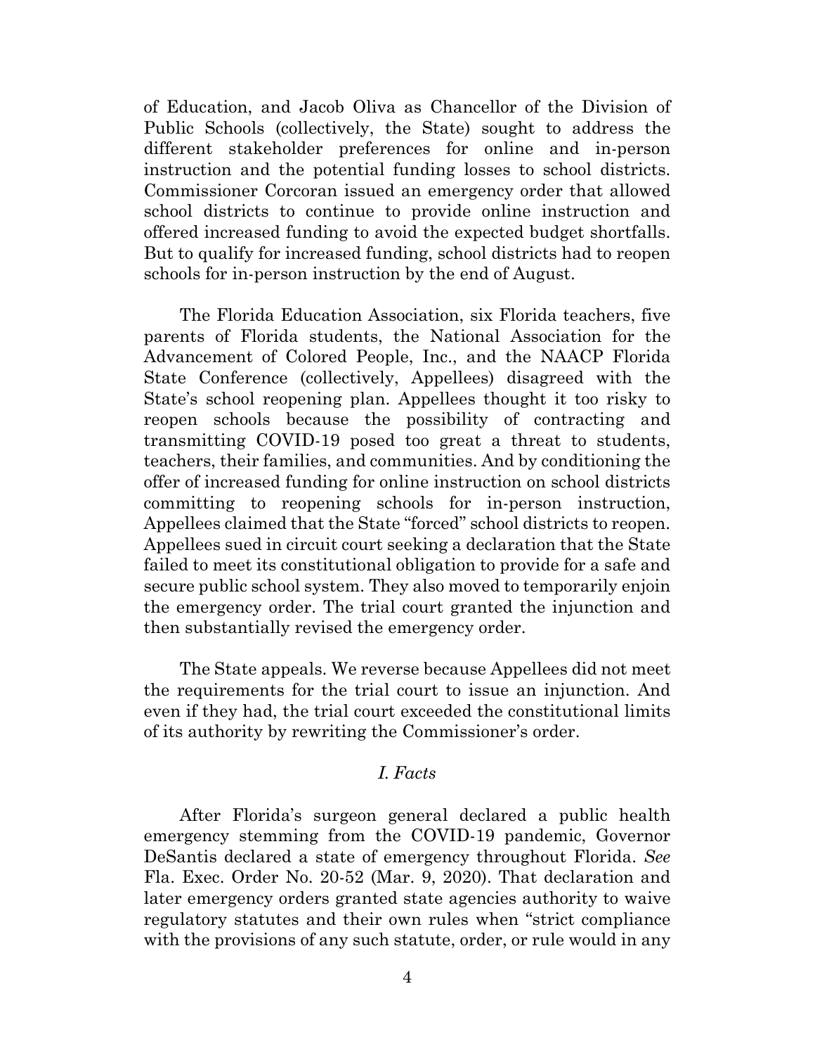of Education, and Jacob Oliva as Chancellor of the Division of Public Schools (collectively, the State) sought to address the different stakeholder preferences for online and in-person instruction and the potential funding losses to school districts. Commissioner Corcoran issued an emergency order that allowed school districts to continue to provide online instruction and offered increased funding to avoid the expected budget shortfalls. But to qualify for increased funding, school districts had to reopen schools for in-person instruction by the end of August.

The Florida Education Association, six Florida teachers, five parents of Florida students, the National Association for the Advancement of Colored People, Inc., and the NAACP Florida State Conference (collectively, Appellees) disagreed with the State's school reopening plan. Appellees thought it too risky to reopen schools because the possibility of contracting and transmitting COVID-19 posed too great a threat to students, teachers, their families, and communities. And by conditioning the offer of increased funding for online instruction on school districts committing to reopening schools for in-person instruction, Appellees claimed that the State "forced" school districts to reopen. Appellees sued in circuit court seeking a declaration that the State failed to meet its constitutional obligation to provide for a safe and secure public school system. They also moved to temporarily enjoin the emergency order. The trial court granted the injunction and then substantially revised the emergency order.

The State appeals. We reverse because Appellees did not meet the requirements for the trial court to issue an injunction. And even if they had, the trial court exceeded the constitutional limits of its authority by rewriting the Commissioner's order.

## *I. Facts*

After Florida's surgeon general declared a public health emergency stemming from the COVID-19 pandemic, Governor DeSantis declared a state of emergency throughout Florida. *See* Fla. Exec. Order No. 20-52 (Mar. 9, 2020). That declaration and later emergency orders granted state agencies authority to waive regulatory statutes and their own rules when "strict compliance with the provisions of any such statute, order, or rule would in any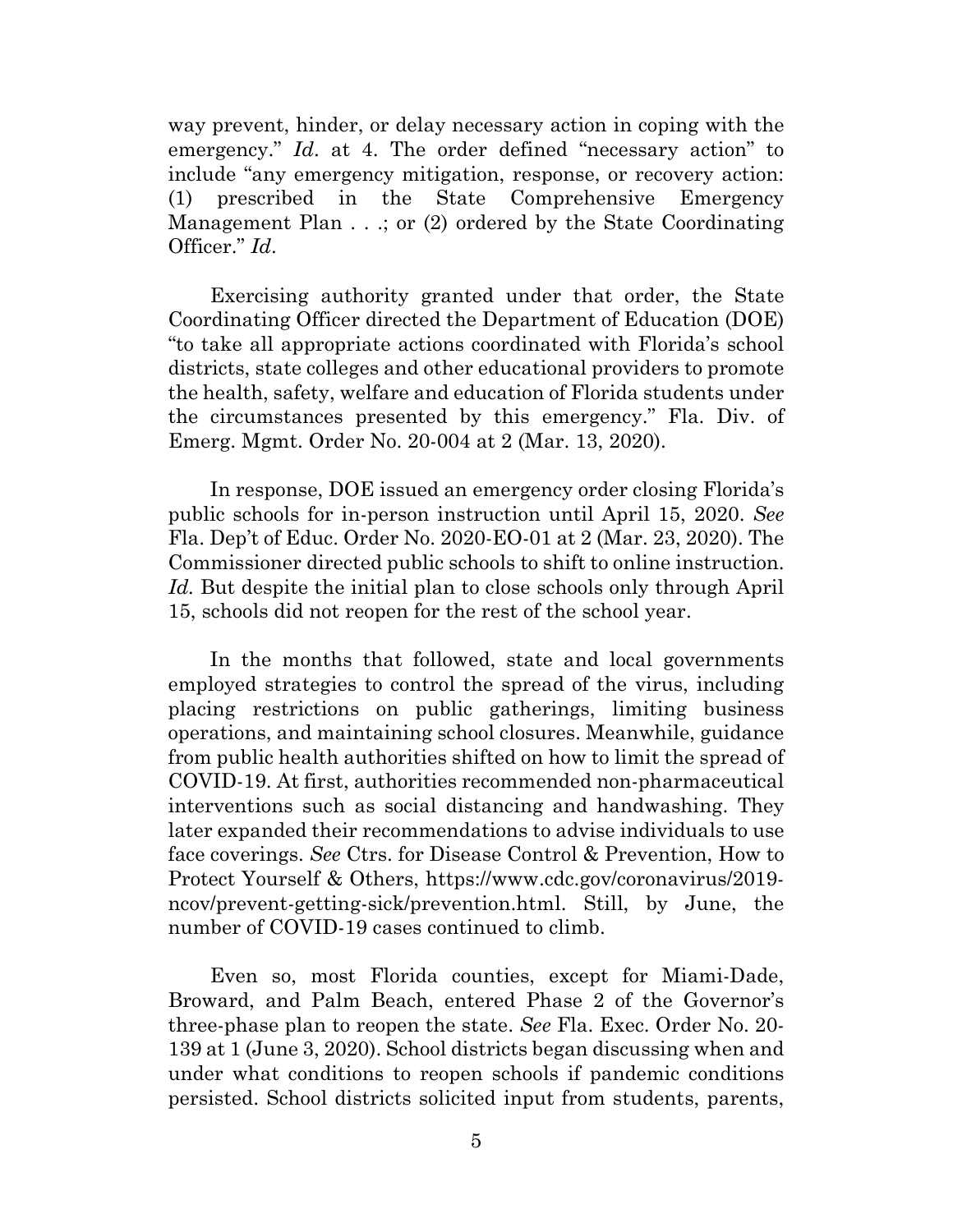way prevent, hinder, or delay necessary action in coping with the emergency." *Id*. at 4. The order defined "necessary action" to include "any emergency mitigation, response, or recovery action: (1) prescribed in the State Comprehensive Emergency Management Plan . . .; or (2) ordered by the State Coordinating Officer." *Id*.

Exercising authority granted under that order, the State Coordinating Officer directed the Department of Education (DOE) "to take all appropriate actions coordinated with Florida's school districts, state colleges and other educational providers to promote the health, safety, welfare and education of Florida students under the circumstances presented by this emergency." Fla. Div. of Emerg. Mgmt. Order No. 20-004 at 2 (Mar. 13, 2020).

In response, DOE issued an emergency order closing Florida's public schools for in-person instruction until April 15, 2020. *See* Fla. Dep't of Educ. Order No. 2020-EO-01 at 2 (Mar. 23, 2020). The Commissioner directed public schools to shift to online instruction. *Id*. But despite the initial plan to close schools only through April 15, schools did not reopen for the rest of the school year.

In the months that followed, state and local governments employed strategies to control the spread of the virus, including placing restrictions on public gatherings, limiting business operations, and maintaining school closures. Meanwhile, guidance from public health authorities shifted on how to limit the spread of COVID-19. At first, authorities recommended non-pharmaceutical interventions such as social distancing and handwashing. They later expanded their recommendations to advise individuals to use face coverings. *See* Ctrs. for Disease Control & Prevention, How to Protect Yourself & Others, https://www.cdc.gov/coronavirus/2019-ncov/prevent-getting-sick/prevention.html. Still, by June, the number of COVID-19 cases continued to climb.

Even so, most Florida counties, except for Miami-Dade, Broward, and Palm Beach, entered Phase 2 of the Governor's three-phase plan to reopen the state. *See* Fla. Exec. Order No. 20-139 at 1 (June 3, 2020). School districts began discussing when and under what conditions to reopen schools if pandemic conditions persisted. School districts solicited input from students, parents,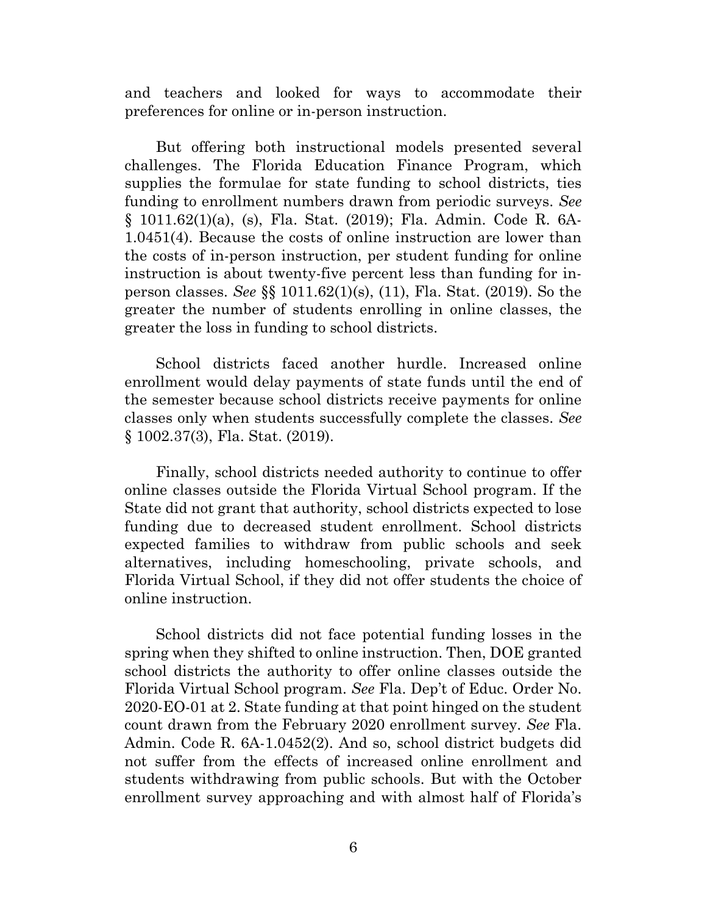and teachers and looked for ways to accommodate their preferences for online or in-person instruction.

But offering both instructional models presented several challenges. The Florida Education Finance Program, which supplies the formulae for state funding to school districts, ties funding to enrollment numbers drawn from periodic surveys. *See* § 1011.62(1)(a), (s), Fla. Stat. (2019); Fla. Admin. Code R. 6A-1.0451(4). Because the costs of online instruction are lower than the costs of in-person instruction, per student funding for online instruction is about twenty-five percent less than funding for in-person classes. *See* §§ 1011.62(1)(s), (11), Fla. Stat. (2019). So the greater the number of students enrolling in online classes, the greater the loss in funding to school districts.

School districts faced another hurdle. Increased online enrollment would delay payments of state funds until the end of the semester because school districts receive payments for online classes only when students successfully complete the classes. *See* § 1002.37(3), Fla. Stat. (2019).

Finally, school districts needed authority to continue to offer online classes outside the Florida Virtual School program. If the State did not grant that authority, school districts expected to lose funding due to decreased student enrollment. School districts expected families to withdraw from public schools and seek alternatives, including homeschooling, private schools, and Florida Virtual School, if they did not offer students the choice of online instruction.

School districts did not face potential funding losses in the spring when they shifted to online instruction. Then, DOE granted school districts the authority to offer online classes outside the Florida Virtual School program. *See* Fla. Dep't of Educ. Order No. 2020-EO-01 at 2. State funding at that point hinged on the student count drawn from the February 2020 enrollment survey. *See* Fla. Admin. Code R. 6A-1.0452(2). And so, school district budgets did not suffer from the effects of increased online enrollment and students withdrawing from public schools. But with the October enrollment survey approaching and with almost half of Florida's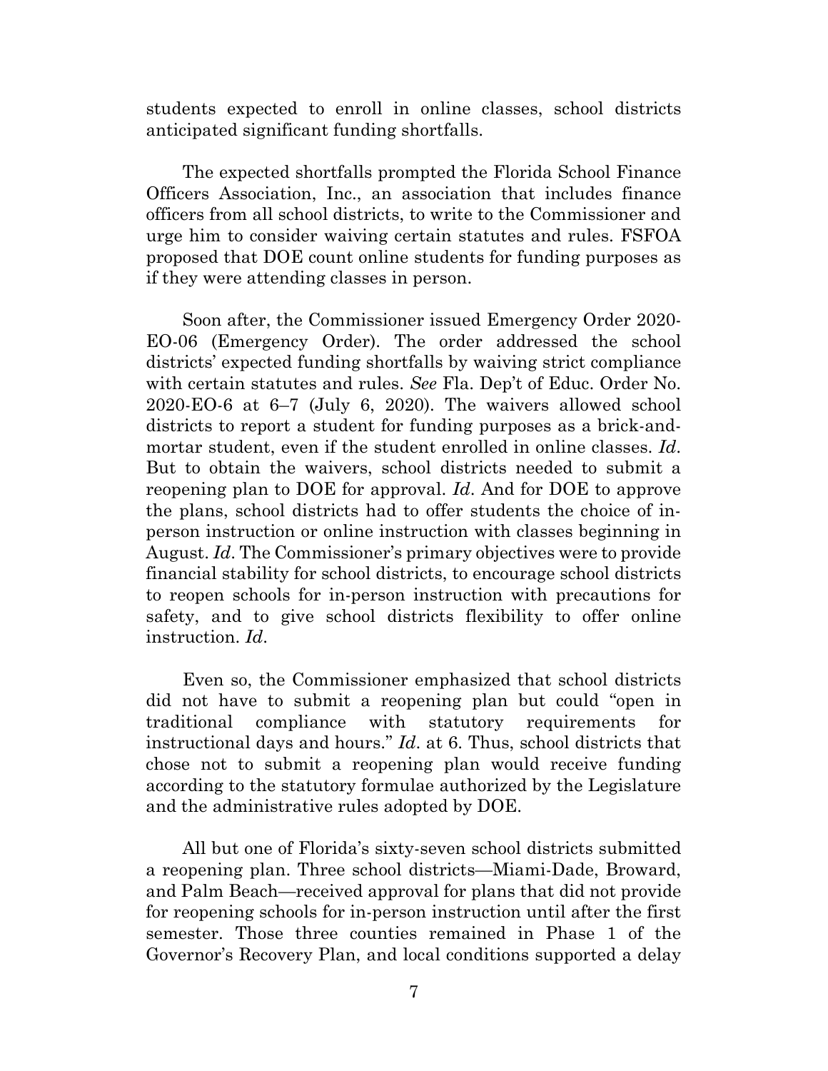students expected to enroll in online classes, school districts anticipated significant funding shortfalls.

The expected shortfalls prompted the Florida School Finance Officers Association, Inc., an association that includes finance officers from all school districts, to write to the Commissioner and urge him to consider waiving certain statutes and rules. FSFOA proposed that DOE count online students for funding purposes as if they were attending classes in person.

Soon after, the Commissioner issued Emergency Order 2020-EO-06 (Emergency Order). The order addressed the school districts' expected funding shortfalls by waiving strict compliance with certain statutes and rules. *See* Fla. Dep't of Educ. Order No. 2020-EO-6 at 6–7 (July 6, 2020). The waivers allowed school districts to report a student for funding purposes as a brick-and-mortar student, even if the student enrolled in online classes. *Id*. But to obtain the waivers, school districts needed to submit a reopening plan to DOE for approval. *Id*. And for DOE to approve the plans, school districts had to offer students the choice of in-person instruction or online instruction with classes beginning in August. *Id*. The Commissioner's primary objectives were to provide financial stability for school districts, to encourage school districts to reopen schools for in-person instruction with precautions for safety, and to give school districts flexibility to offer online instruction. *Id*.

Even so, the Commissioner emphasized that school districts did not have to submit a reopening plan but could "open in traditional compliance with statutory requirements for instructional days and hours." *Id*. at 6. Thus, school districts that chose not to submit a reopening plan would receive funding according to the statutory formulae authorized by the Legislature and the administrative rules adopted by DOE.

All but one of Florida's sixty-seven school districts submitted a reopening plan. Three school districts—Miami-Dade, Broward, and Palm Beach—received approval for plans that did not provide for reopening schools for in-person instruction until after the first semester. Those three counties remained in Phase 1 of the Governor's Recovery Plan, and local conditions supported a delay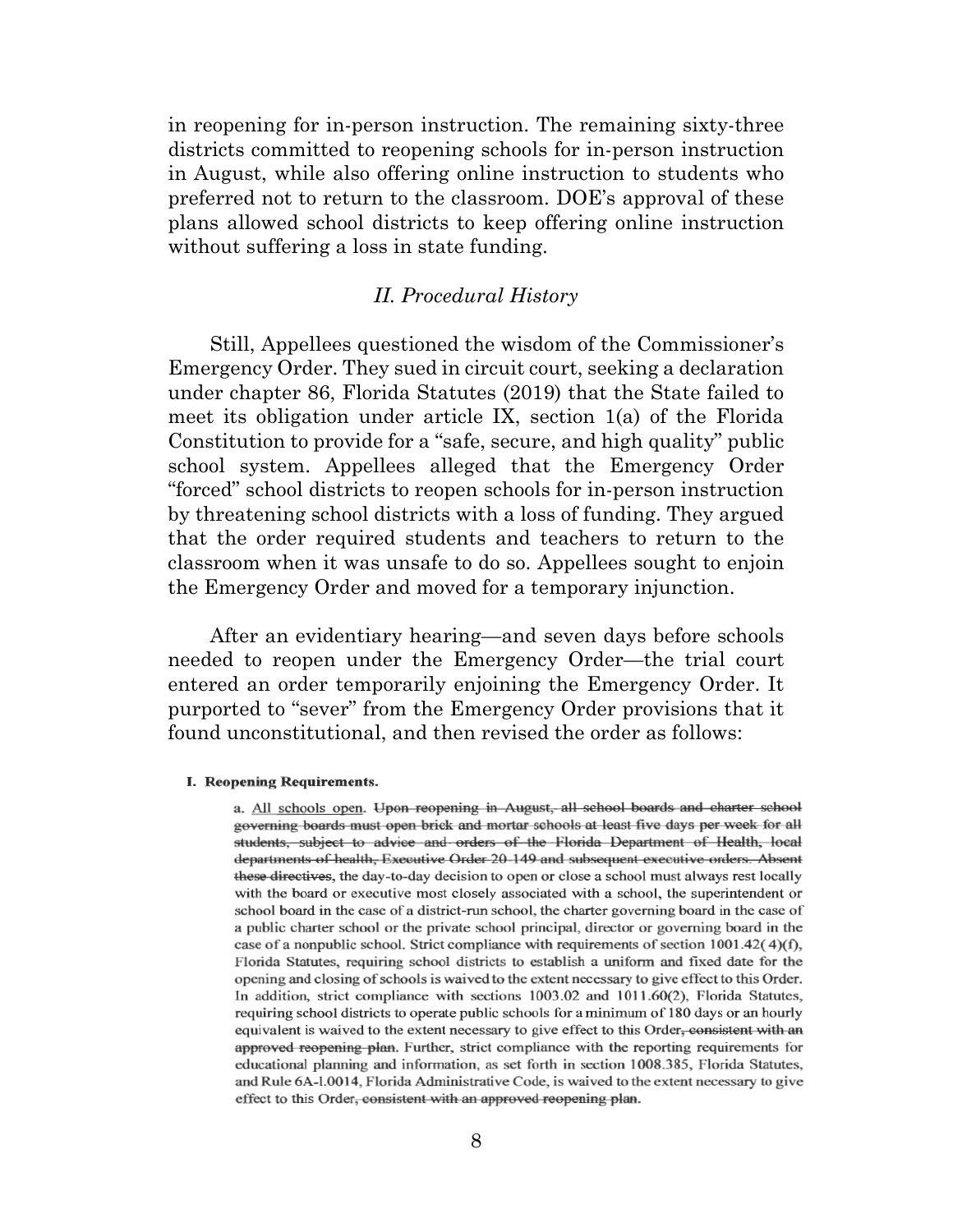in reopening for in-person instruction. The remaining sixty-three districts committed to reopening schools for in-person instruction in August, while also offering online instruction to students who preferred not to return to the classroom. DOE's approval of these plans allowed school districts to keep offering online instruction without suffering a loss in state funding.

### *II. Procedural History*

Still, Appellees questioned the wisdom of the Commissioner's Emergency Order. They sued in circuit court, seeking a declaration under chapter 86, Florida Statutes (2019) that the State failed to meet its obligation under article IX, section 1(a) of the Florida Constitution to provide for a "safe, secure, and high quality" public school system. Appellees alleged that the Emergency Order "forced" school districts to reopen schools for in-person instruction by threatening school districts with a loss of funding. They argued that the order required students and teachers to return to the classroom when it was unsafe to do so. Appellees sought to enjoin the Emergency Order and moved for a temporary injunction.

After an evidentiary hearing—and seven days before schools needed to reopen under the Emergency Order—the trial court entered an order temporarily enjoining the Emergency Order. It purported to "sever" from the Emergency Order provisions that it found unconstitutional, and then revised the order as follows:

> **I. Reopening Requirements.**
>
> a. <u>All schools open</u>. ~~Upon reopening in August, all school boards and charter school governing boards must open brick and mortar schools at least five days per week for all students, subject to advice and orders of the Florida Department of Health, local departments of health, Executive Order 20-149 and subsequent executive orders. Absent these directives~~, the day-to-day decision to open or close a school must always rest locally with the board or executive most closely associated with a school, the superintendent or school board in the case of a district-run school, the charter governing board in the case of a public charter school or the private school principal, director or governing board in the case of a nonpublic school. Strict compliance with requirements of section 1001.42(4)(f), Florida Statutes, requiring school districts to establish a uniform and fixed date for the opening and closing of schools is waived to the extent necessary to give effect to this Order. In addition, strict compliance with sections 1003.02 and 1011.60(2), Florida Statutes, requiring school districts to operate public schools for a minimum of 180 days or an hourly equivalent is waived to the extent necessary to give effect to this Order~~, consistent with an approved reopening plan~~. Further, strict compliance with the reporting requirements for educational planning and information, as set forth in section 1008.385, Florida Statutes, and Rule 6A-1.0014, Florida Administrative Code, is waived to the extent necessary to give effect to this Order~~, consistent with an approved reopening plan~~.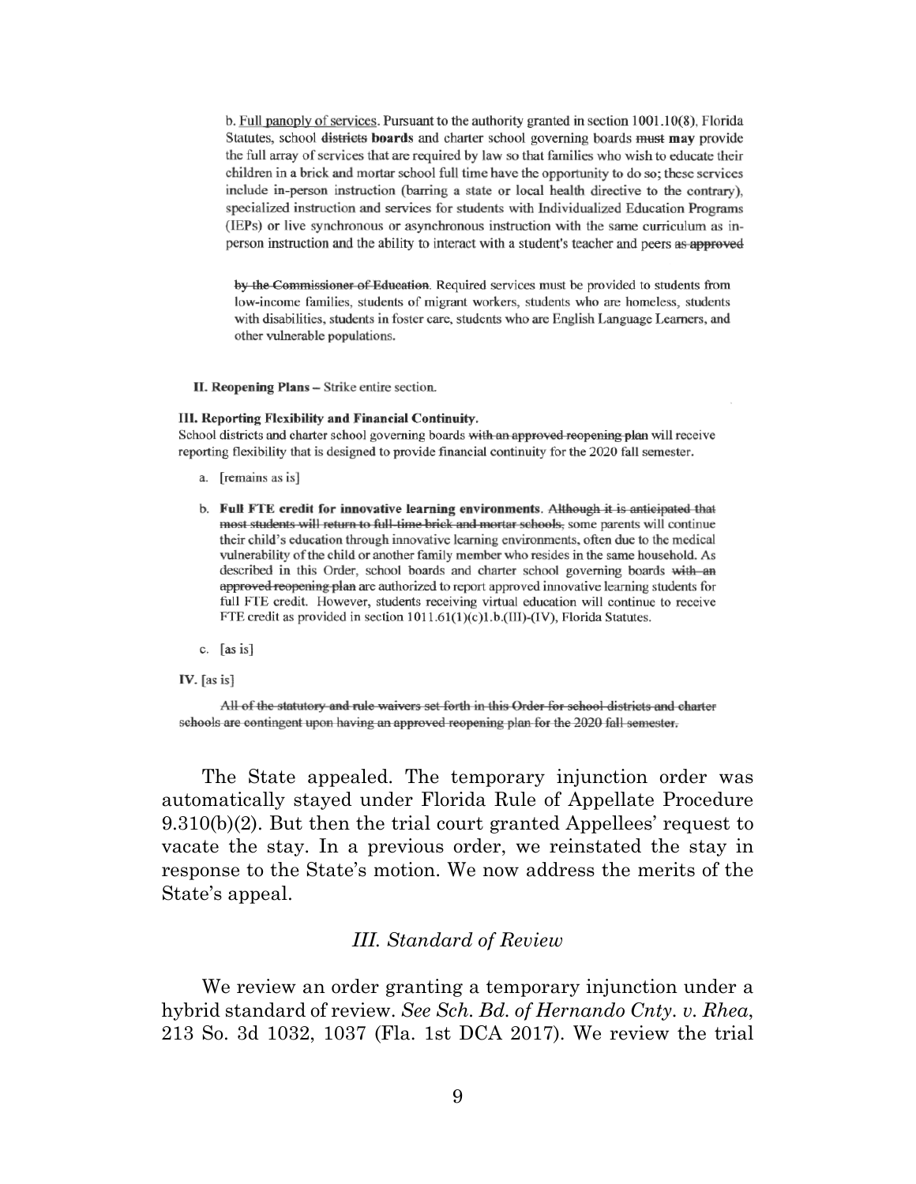b. Full panoply of services. Pursuant to the authority granted in section 1001.10(8), Florida Statutes, school ~~districts~~ **boards** and charter school governing boards ~~must~~ **may** provide the full array of services that are required by law so that families who wish to educate their children in a brick and mortar school full time have the opportunity to do so; these services include in-person instruction (barring a state or local health directive to the contrary), specialized instruction and services for students with Individualized Education Programs (IEPs) or live synchronous or asynchronous instruction with the same curriculum as in-person instruction and the ability to interact with a student's teacher and peers ~~as approved by the Commissioner of Education~~. Required services must be provided to students from low-income families, students of migrant workers, students who are homeless, students with disabilities, students in foster care, students who are English Language Learners, and other vulnerable populations.

**II. Reopening Plans** – Strike entire section.

**III. Reporting Flexibility and Financial Continuity.**
School districts and charter school governing boards ~~with an approved reopening plan~~ will receive reporting flexibility that is designed to provide financial continuity for the 2020 fall semester.

a. [remains as is]

b. **Full FTE credit for innovative learning environments**. ~~Although it is anticipated that most students will return to full-time brick and mortar schools,~~ some parents will continue their child's education through innovative learning environments, often due to the medical vulnerability of the child or another family member who resides in the same household. As described in this Order, school boards and charter school governing boards ~~with an approved reopening plan~~ are authorized to report approved innovative learning students for full FTE credit. However, students receiving virtual education will continue to receive FTE credit as provided in section 1011.61(1)(c)1.b.(III)-(IV), Florida Statutes.

c. [as is]

**IV.** [as is]

~~All of the statutory and rule waivers set forth in this Order for school districts and charter schools are contingent upon having an approved reopening plan for the 2020 fall semester.~~

The State appealed. The temporary injunction order was automatically stayed under Florida Rule of Appellate Procedure 9.310(b)(2). But then the trial court granted Appellees' request to vacate the stay. In a previous order, we reinstated the stay in response to the State's motion. We now address the merits of the State's appeal.

### *III. Standard of Review*

We review an order granting a temporary injunction under a hybrid standard of review. *See Sch. Bd. of Hernando Cnty. v. Rhea*, 213 So. 3d 1032, 1037 (Fla. 1st DCA 2017). We review the trial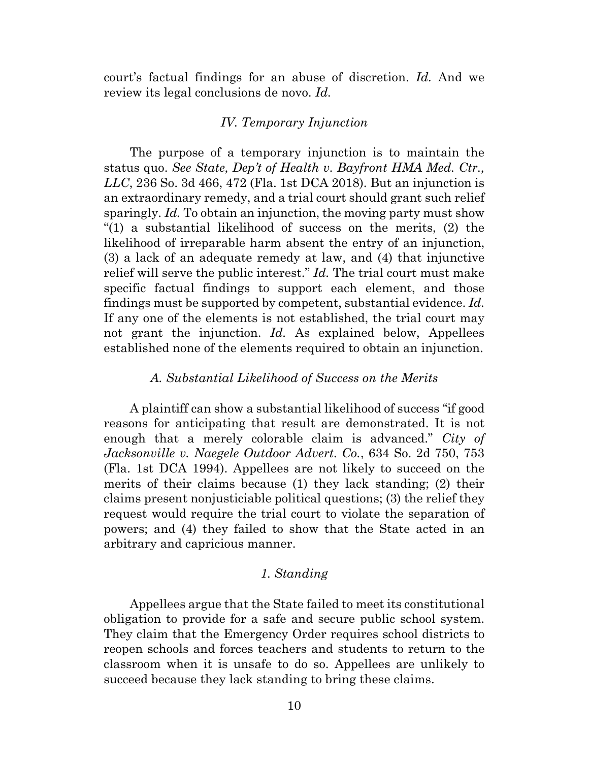court's factual findings for an abuse of discretion. *Id.* And we review its legal conclusions de novo. *Id.*

### *IV. Temporary Injunction*

The purpose of a temporary injunction is to maintain the status quo. *See State, Dep't of Health v. Bayfront HMA Med. Ctr., LLC*, 236 So. 3d 466, 472 (Fla. 1st DCA 2018). But an injunction is an extraordinary remedy, and a trial court should grant such relief sparingly. *Id.* To obtain an injunction, the moving party must show "(1) a substantial likelihood of success on the merits, (2) the likelihood of irreparable harm absent the entry of an injunction, (3) a lack of an adequate remedy at law, and (4) that injunctive relief will serve the public interest." *Id.* The trial court must make specific factual findings to support each element, and those findings must be supported by competent, substantial evidence. *Id.* If any one of the elements is not established, the trial court may not grant the injunction. *Id.* As explained below, Appellees established none of the elements required to obtain an injunction.

#### *A. Substantial Likelihood of Success on the Merits*

A plaintiff can show a substantial likelihood of success "if good reasons for anticipating that result are demonstrated. It is not enough that a merely colorable claim is advanced." *City of Jacksonville v. Naegele Outdoor Advert. Co.*, 634 So. 2d 750, 753 (Fla. 1st DCA 1994). Appellees are not likely to succeed on the merits of their claims because (1) they lack standing; (2) their claims present nonjusticiable political questions; (3) the relief they request would require the trial court to violate the separation of powers; and (4) they failed to show that the State acted in an arbitrary and capricious manner.

##### *1. Standing*

Appellees argue that the State failed to meet its constitutional obligation to provide for a safe and secure public school system. They claim that the Emergency Order requires school districts to reopen schools and forces teachers and students to return to the classroom when it is unsafe to do so. Appellees are unlikely to succeed because they lack standing to bring these claims.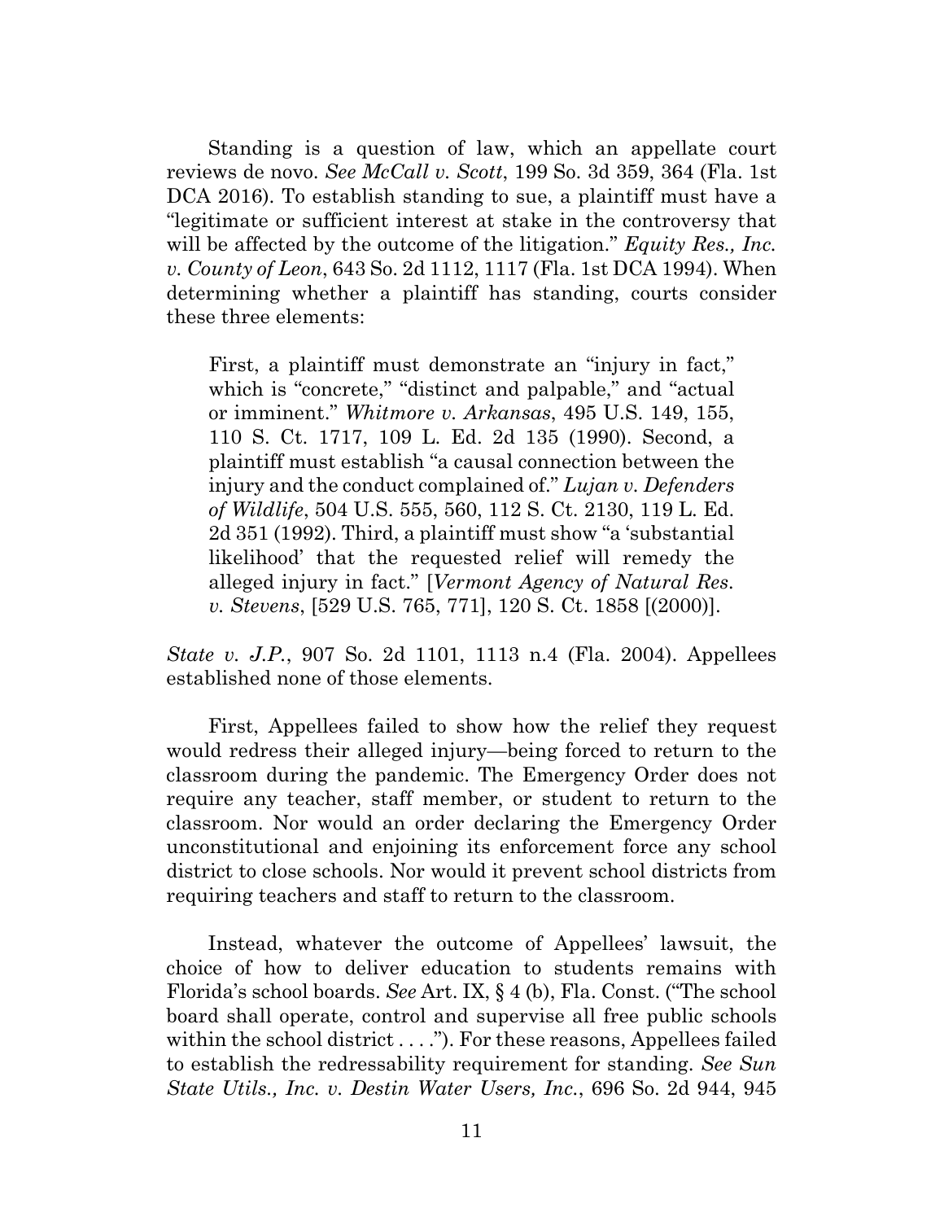Standing is a question of law, which an appellate court reviews de novo. *See McCall v. Scott*, 199 So. 3d 359, 364 (Fla. 1st DCA 2016). To establish standing to sue, a plaintiff must have a "legitimate or sufficient interest at stake in the controversy that will be affected by the outcome of the litigation." *Equity Res., Inc. v. County of Leon*, 643 So. 2d 1112, 1117 (Fla. 1st DCA 1994). When determining whether a plaintiff has standing, courts consider these three elements:

> First, a plaintiff must demonstrate an "injury in fact," which is "concrete," "distinct and palpable," and "actual or imminent." *Whitmore v. Arkansas*, 495 U.S. 149, 155, 110 S. Ct. 1717, 109 L. Ed. 2d 135 (1990). Second, a plaintiff must establish "a causal connection between the injury and the conduct complained of." *Lujan v. Defenders of Wildlife*, 504 U.S. 555, 560, 112 S. Ct. 2130, 119 L. Ed. 2d 351 (1992). Third, a plaintiff must show "a 'substantial likelihood' that the requested relief will remedy the alleged injury in fact." [*Vermont Agency of Natural Res. v. Stevens*, [529 U.S. 765, 771], 120 S. Ct. 1858 [(2000)].

*State v. J.P.*, 907 So. 2d 1101, 1113 n.4 (Fla. 2004). Appellees established none of those elements.

First, Appellees failed to show how the relief they request would redress their alleged injury—being forced to return to the classroom during the pandemic. The Emergency Order does not require any teacher, staff member, or student to return to the classroom. Nor would an order declaring the Emergency Order unconstitutional and enjoining its enforcement force any school district to close schools. Nor would it prevent school districts from requiring teachers and staff to return to the classroom.

Instead, whatever the outcome of Appellees' lawsuit, the choice of how to deliver education to students remains with Florida's school boards. *See* Art. IX, § 4 (b), Fla. Const. ("The school board shall operate, control and supervise all free public schools within the school district . . . ."). For these reasons, Appellees failed to establish the redressability requirement for standing. *See Sun State Utils., Inc. v. Destin Water Users, Inc.*, 696 So. 2d 944, 945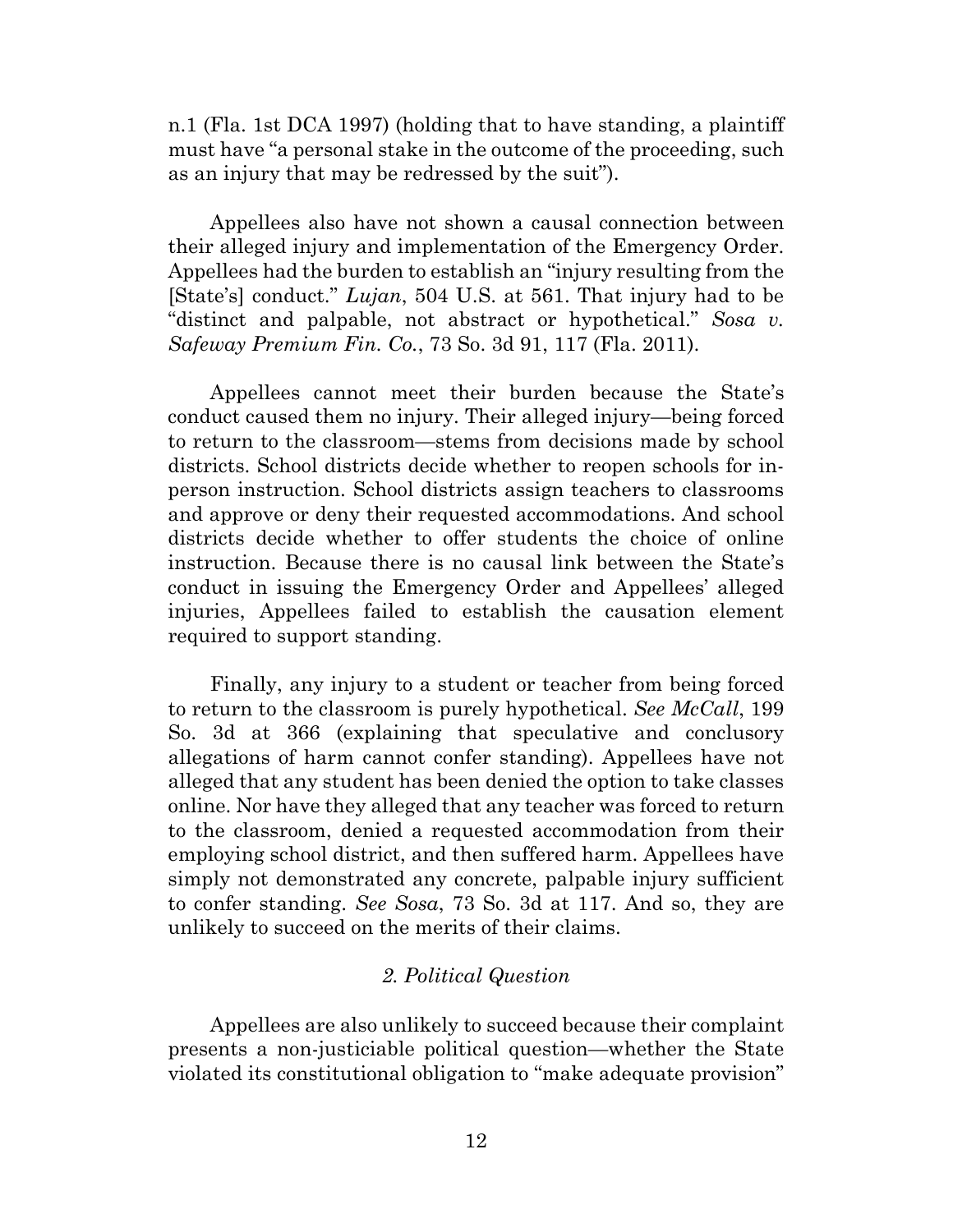n.1 (Fla. 1st DCA 1997) (holding that to have standing, a plaintiff must have "a personal stake in the outcome of the proceeding, such as an injury that may be redressed by the suit").

Appellees also have not shown a causal connection between their alleged injury and implementation of the Emergency Order. Appellees had the burden to establish an "injury resulting from the [State's] conduct." *Lujan*, 504 U.S. at 561. That injury had to be "distinct and palpable, not abstract or hypothetical." *Sosa v. Safeway Premium Fin. Co.*, 73 So. 3d 91, 117 (Fla. 2011).

Appellees cannot meet their burden because the State's conduct caused them no injury. Their alleged injury—being forced to return to the classroom—stems from decisions made by school districts. School districts decide whether to reopen schools for in-person instruction. School districts assign teachers to classrooms and approve or deny their requested accommodations. And school districts decide whether to offer students the choice of online instruction. Because there is no causal link between the State's conduct in issuing the Emergency Order and Appellees' alleged injuries, Appellees failed to establish the causation element required to support standing.

Finally, any injury to a student or teacher from being forced to return to the classroom is purely hypothetical. *See McCall*, 199 So. 3d at 366 (explaining that speculative and conclusory allegations of harm cannot confer standing). Appellees have not alleged that any student has been denied the option to take classes online. Nor have they alleged that any teacher was forced to return to the classroom, denied a requested accommodation from their employing school district, and then suffered harm. Appellees have simply not demonstrated any concrete, palpable injury sufficient to confer standing. *See Sosa*, 73 So. 3d at 117. And so, they are unlikely to succeed on the merits of their claims.

### *2. Political Question*

Appellees are also unlikely to succeed because their complaint presents a non-justiciable political question—whether the State violated its constitutional obligation to "make adequate provision"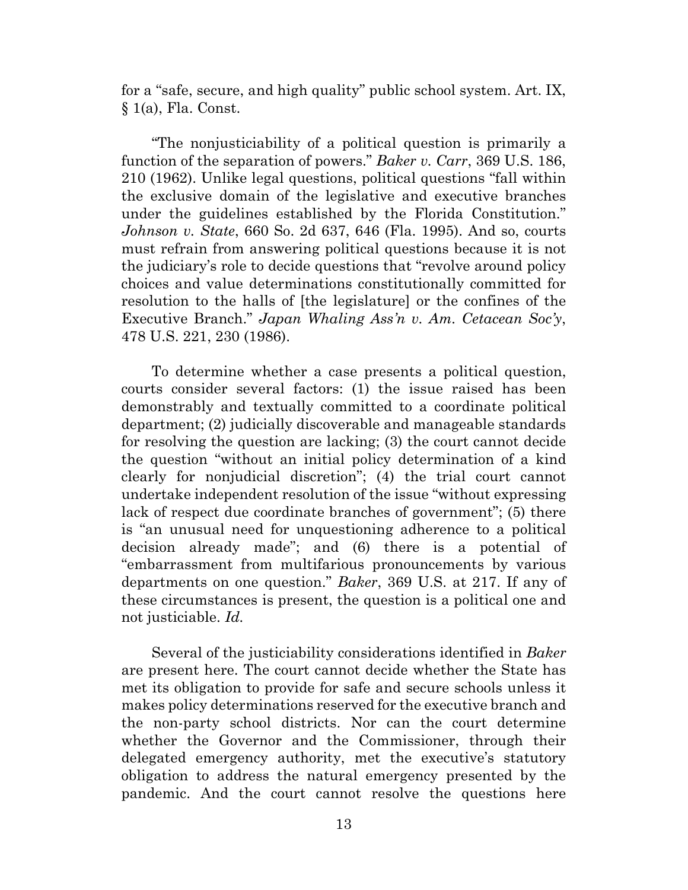for a "safe, secure, and high quality" public school system. Art. IX, § 1(a), Fla. Const.

"The nonjusticiability of a political question is primarily a function of the separation of powers." *Baker v. Carr*, 369 U.S. 186, 210 (1962). Unlike legal questions, political questions "fall within the exclusive domain of the legislative and executive branches under the guidelines established by the Florida Constitution." *Johnson v. State*, 660 So. 2d 637, 646 (Fla. 1995). And so, courts must refrain from answering political questions because it is not the judiciary's role to decide questions that "revolve around policy choices and value determinations constitutionally committed for resolution to the halls of [the legislature] or the confines of the Executive Branch." *Japan Whaling Ass'n v. Am. Cetacean Soc'y*, 478 U.S. 221, 230 (1986).

To determine whether a case presents a political question, courts consider several factors: (1) the issue raised has been demonstrably and textually committed to a coordinate political department; (2) judicially discoverable and manageable standards for resolving the question are lacking; (3) the court cannot decide the question "without an initial policy determination of a kind clearly for nonjudicial discretion"; (4) the trial court cannot undertake independent resolution of the issue "without expressing lack of respect due coordinate branches of government"; (5) there is "an unusual need for unquestioning adherence to a political decision already made"; and (6) there is a potential of "embarrassment from multifarious pronouncements by various departments on one question." *Baker*, 369 U.S. at 217. If any of these circumstances is present, the question is a political one and not justiciable. *Id.*

Several of the justiciability considerations identified in *Baker* are present here. The court cannot decide whether the State has met its obligation to provide for safe and secure schools unless it makes policy determinations reserved for the executive branch and the non-party school districts. Nor can the court determine whether the Governor and the Commissioner, through their delegated emergency authority, met the executive's statutory obligation to address the natural emergency presented by the pandemic. And the court cannot resolve the questions here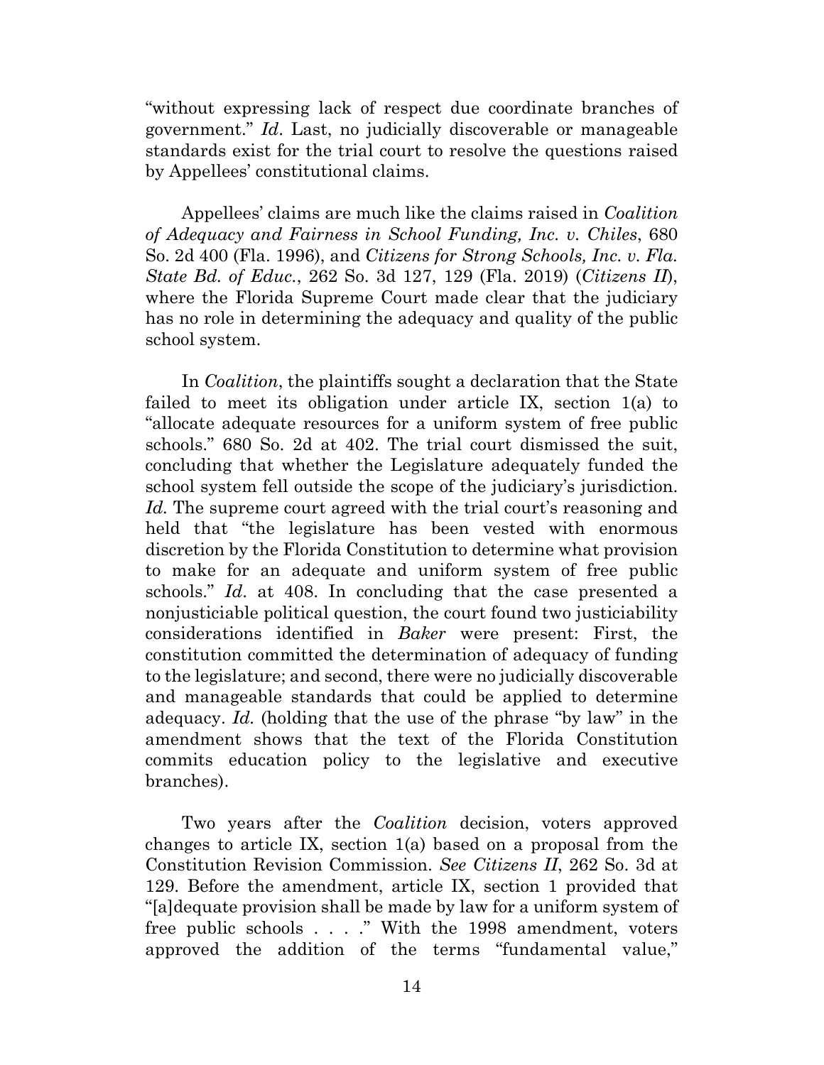"without expressing lack of respect due coordinate branches of government." *Id*. Last, no judicially discoverable or manageable standards exist for the trial court to resolve the questions raised by Appellees' constitutional claims.

Appellees' claims are much like the claims raised in *Coalition of Adequacy and Fairness in School Funding, Inc. v. Chiles*, 680 So. 2d 400 (Fla. 1996), and *Citizens for Strong Schools, Inc. v. Fla. State Bd. of Educ.*, 262 So. 3d 127, 129 (Fla. 2019) (*Citizens II*), where the Florida Supreme Court made clear that the judiciary has no role in determining the adequacy and quality of the public school system.

In *Coalition*, the plaintiffs sought a declaration that the State failed to meet its obligation under article IX, section 1(a) to "allocate adequate resources for a uniform system of free public schools." 680 So. 2d at 402. The trial court dismissed the suit, concluding that whether the Legislature adequately funded the school system fell outside the scope of the judiciary's jurisdiction. *Id.* The supreme court agreed with the trial court's reasoning and held that "the legislature has been vested with enormous discretion by the Florida Constitution to determine what provision to make for an adequate and uniform system of free public schools." *Id*. at 408. In concluding that the case presented a nonjusticiable political question, the court found two justiciability considerations identified in *Baker* were present: First, the constitution committed the determination of adequacy of funding to the legislature; and second, there were no judicially discoverable and manageable standards that could be applied to determine adequacy. *Id.* (holding that the use of the phrase "by law" in the amendment shows that the text of the Florida Constitution commits education policy to the legislative and executive branches).

Two years after the *Coalition* decision, voters approved changes to article IX, section 1(a) based on a proposal from the Constitution Revision Commission. *See Citizens II*, 262 So. 3d at 129. Before the amendment, article IX, section 1 provided that "[a]dequate provision shall be made by law for a uniform system of free public schools . . . ." With the 1998 amendment, voters approved the addition of the terms "fundamental value,"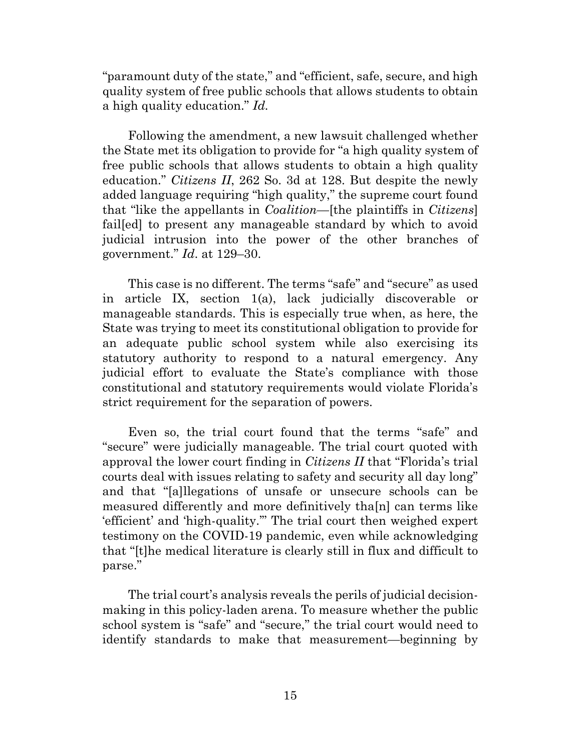"paramount duty of the state," and "efficient, safe, secure, and high quality system of free public schools that allows students to obtain a high quality education." *Id.*

Following the amendment, a new lawsuit challenged whether the State met its obligation to provide for "a high quality system of free public schools that allows students to obtain a high quality education." *Citizens II*, 262 So. 3d at 128. But despite the newly added language requiring "high quality," the supreme court found that "like the appellants in *Coalition*—[the plaintiffs in *Citizens*] fail[ed] to present any manageable standard by which to avoid judicial intrusion into the power of the other branches of government." *Id*. at 129–30.

This case is no different. The terms "safe" and "secure" as used in article IX, section 1(a), lack judicially discoverable or manageable standards. This is especially true when, as here, the State was trying to meet its constitutional obligation to provide for an adequate public school system while also exercising its statutory authority to respond to a natural emergency. Any judicial effort to evaluate the State's compliance with those constitutional and statutory requirements would violate Florida's strict requirement for the separation of powers.

Even so, the trial court found that the terms "safe" and "secure" were judicially manageable. The trial court quoted with approval the lower court finding in *Citizens II* that "Florida's trial courts deal with issues relating to safety and security all day long" and that "[a]llegations of unsafe or unsecure schools can be measured differently and more definitively tha[n] can terms like 'efficient' and 'high-quality.'" The trial court then weighed expert testimony on the COVID-19 pandemic, even while acknowledging that "[t]he medical literature is clearly still in flux and difficult to parse."

The trial court's analysis reveals the perils of judicial decision-making in this policy-laden arena. To measure whether the public school system is "safe" and "secure," the trial court would need to identify standards to make that measurement—beginning by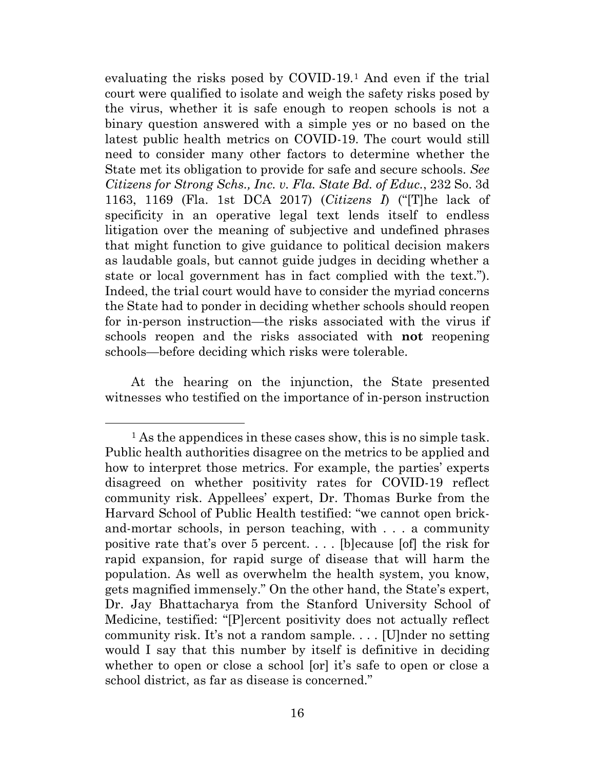evaluating the risks posed by COVID-19.[1] And even if the trial court were qualified to isolate and weigh the safety risks posed by the virus, whether it is safe enough to reopen schools is not a binary question answered with a simple yes or no based on the latest public health metrics on COVID-19. The court would still need to consider many other factors to determine whether the State met its obligation to provide for safe and secure schools. *See Citizens for Strong Schs., Inc. v. Fla. State Bd. of Educ.*, 232 So. 3d 1163, 1169 (Fla. 1st DCA 2017) (*Citizens I*) ("[T]he lack of specificity in an operative legal text lends itself to endless litigation over the meaning of subjective and undefined phrases that might function to give guidance to political decision makers as laudable goals, but cannot guide judges in deciding whether a state or local government has in fact complied with the text."). Indeed, the trial court would have to consider the myriad concerns the State had to ponder in deciding whether schools should reopen for in-person instruction—the risks associated with the virus if schools reopen and the risks associated with **not** reopening schools—before deciding which risks were tolerable.

At the hearing on the injunction, the State presented witnesses who testified on the importance of in-person instruction

---

[1] As the appendices in these cases show, this is no simple task. Public health authorities disagree on the metrics to be applied and how to interpret those metrics. For example, the parties' experts disagreed on whether positivity rates for COVID-19 reflect community risk. Appellees' expert, Dr. Thomas Burke from the Harvard School of Public Health testified: "we cannot open brick-and-mortar schools, in person teaching, with . . . a community positive rate that's over 5 percent. . . . [b]ecause [of] the risk for rapid expansion, for rapid surge of disease that will harm the population. As well as overwhelm the health system, you know, gets magnified immensely." On the other hand, the State's expert, Dr. Jay Bhattacharya from the Stanford University School of Medicine, testified: "[P]ercent positivity does not actually reflect community risk. It's not a random sample. . . . [U]nder no setting would I say that this number by itself is definitive in deciding whether to open or close a school [or] it's safe to open or close a school district, as far as disease is concerned."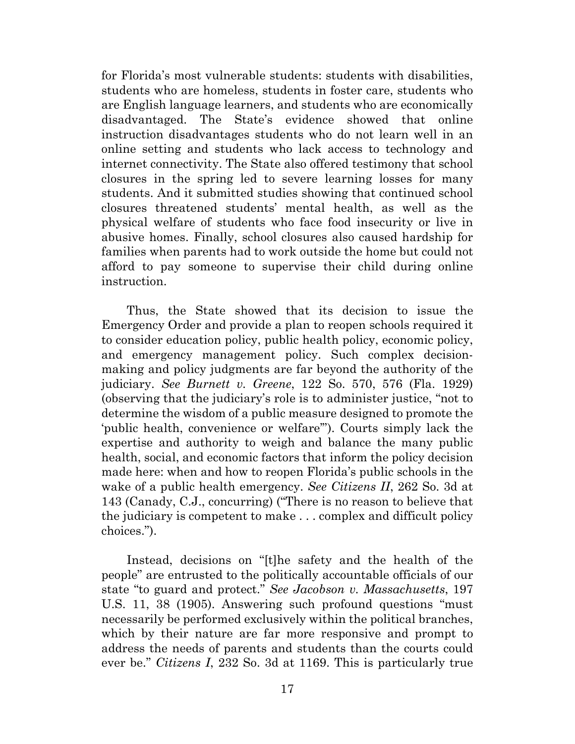for Florida's most vulnerable students: students with disabilities, students who are homeless, students in foster care, students who are English language learners, and students who are economically disadvantaged. The State's evidence showed that online instruction disadvantages students who do not learn well in an online setting and students who lack access to technology and internet connectivity. The State also offered testimony that school closures in the spring led to severe learning losses for many students. And it submitted studies showing that continued school closures threatened students' mental health, as well as the physical welfare of students who face food insecurity or live in abusive homes. Finally, school closures also caused hardship for families when parents had to work outside the home but could not afford to pay someone to supervise their child during online instruction.

Thus, the State showed that its decision to issue the Emergency Order and provide a plan to reopen schools required it to consider education policy, public health policy, economic policy, and emergency management policy. Such complex decision-making and policy judgments are far beyond the authority of the judiciary. *See Burnett v. Greene*, 122 So. 570, 576 (Fla. 1929) (observing that the judiciary's role is to administer justice, "not to determine the wisdom of a public measure designed to promote the 'public health, convenience or welfare'"). Courts simply lack the expertise and authority to weigh and balance the many public health, social, and economic factors that inform the policy decision made here: when and how to reopen Florida's public schools in the wake of a public health emergency. *See Citizens II*, 262 So. 3d at 143 (Canady, C.J., concurring) ("There is no reason to believe that the judiciary is competent to make . . . complex and difficult policy choices.").

Instead, decisions on "[t]he safety and the health of the people" are entrusted to the politically accountable officials of our state "to guard and protect." *See Jacobson v. Massachusetts*, 197 U.S. 11, 38 (1905). Answering such profound questions "must necessarily be performed exclusively within the political branches, which by their nature are far more responsive and prompt to address the needs of parents and students than the courts could ever be." *Citizens I*, 232 So. 3d at 1169. This is particularly true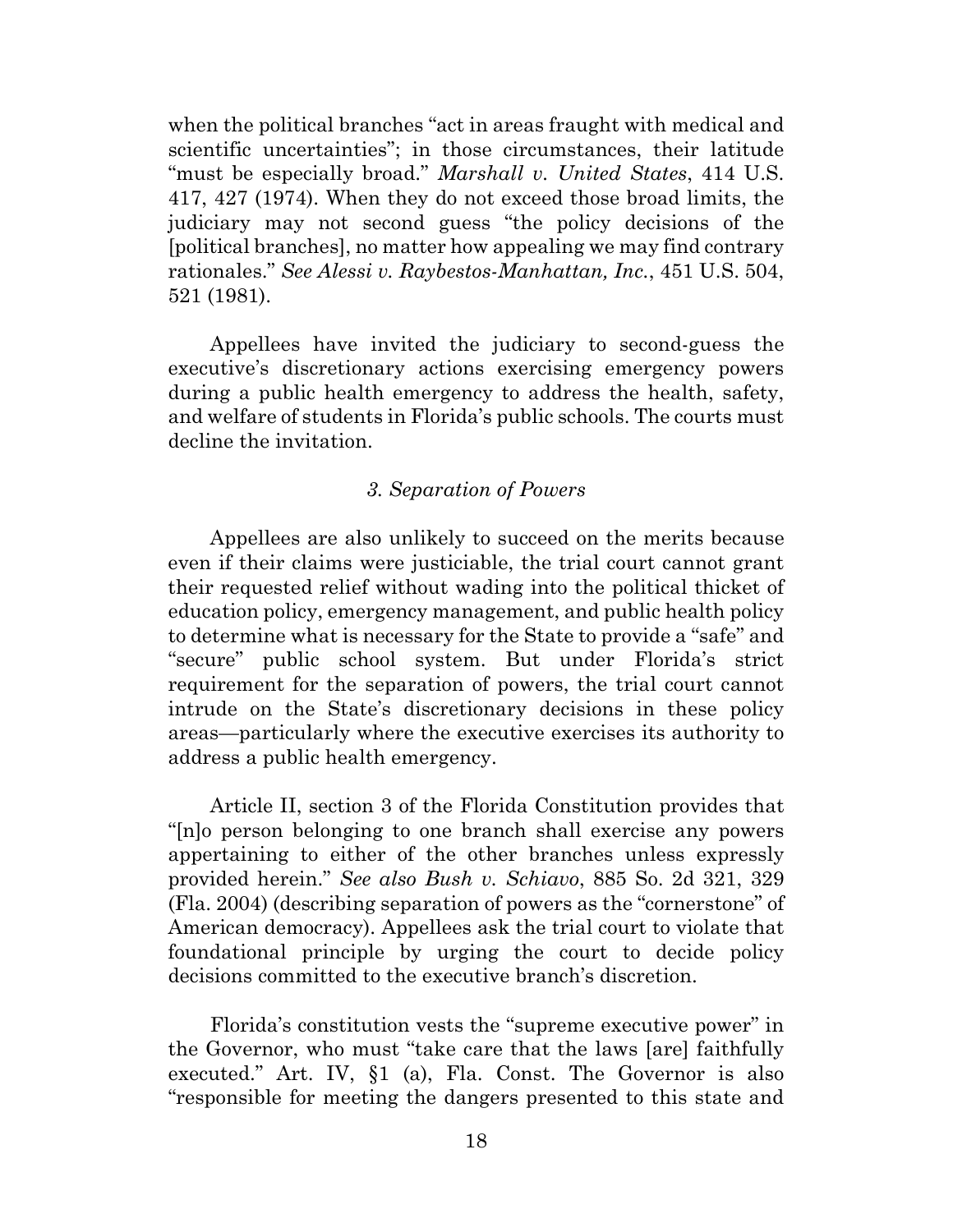when the political branches "act in areas fraught with medical and scientific uncertainties"; in those circumstances, their latitude "must be especially broad." *Marshall v. United States*, 414 U.S. 417, 427 (1974). When they do not exceed those broad limits, the judiciary may not second guess "the policy decisions of the [political branches], no matter how appealing we may find contrary rationales." *See Alessi v. Raybestos-Manhattan, Inc.*, 451 U.S. 504, 521 (1981).

Appellees have invited the judiciary to second-guess the executive's discretionary actions exercising emergency powers during a public health emergency to address the health, safety, and welfare of students in Florida's public schools. The courts must decline the invitation.

### *3. Separation of Powers*

Appellees are also unlikely to succeed on the merits because even if their claims were justiciable, the trial court cannot grant their requested relief without wading into the political thicket of education policy, emergency management, and public health policy to determine what is necessary for the State to provide a "safe" and "secure" public school system. But under Florida's strict requirement for the separation of powers, the trial court cannot intrude on the State's discretionary decisions in these policy areas—particularly where the executive exercises its authority to address a public health emergency.

Article II, section 3 of the Florida Constitution provides that "[n]o person belonging to one branch shall exercise any powers appertaining to either of the other branches unless expressly provided herein." *See also Bush v. Schiavo*, 885 So. 2d 321, 329 (Fla. 2004) (describing separation of powers as the "cornerstone" of American democracy). Appellees ask the trial court to violate that foundational principle by urging the court to decide policy decisions committed to the executive branch's discretion.

Florida's constitution vests the "supreme executive power" in the Governor, who must "take care that the laws [are] faithfully executed." Art. IV, §1 (a), Fla. Const. The Governor is also "responsible for meeting the dangers presented to this state and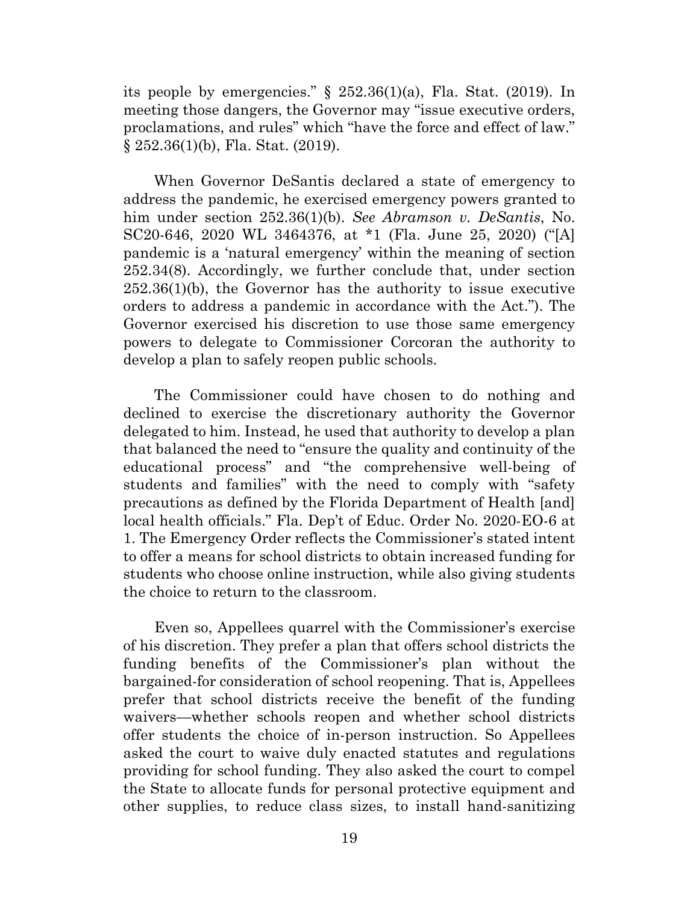its people by emergencies." § 252.36(1)(a), Fla. Stat. (2019). In meeting those dangers, the Governor may "issue executive orders, proclamations, and rules" which "have the force and effect of law." § 252.36(1)(b), Fla. Stat. (2019).

When Governor DeSantis declared a state of emergency to address the pandemic, he exercised emergency powers granted to him under section 252.36(1)(b). *See Abramson v. DeSantis*, No. SC20-646, 2020 WL 3464376, at *1 (Fla. June 25, 2020) ("[A] pandemic is a 'natural emergency' within the meaning of section 252.34(8). Accordingly, we further conclude that, under section 252.36(1)(b), the Governor has the authority to issue executive orders to address a pandemic in accordance with the Act."). The Governor exercised his discretion to use those same emergency powers to delegate to Commissioner Corcoran the authority to develop a plan to safely reopen public schools.

The Commissioner could have chosen to do nothing and declined to exercise the discretionary authority the Governor delegated to him. Instead, he used that authority to develop a plan that balanced the need to "ensure the quality and continuity of the educational process" and "the comprehensive well-being of students and families" with the need to comply with "safety precautions as defined by the Florida Department of Health [and] local health officials." Fla. Dep't of Educ. Order No. 2020-EO-6 at 1. The Emergency Order reflects the Commissioner's stated intent to offer a means for school districts to obtain increased funding for students who choose online instruction, while also giving students the choice to return to the classroom.

Even so, Appellees quarrel with the Commissioner's exercise of his discretion. They prefer a plan that offers school districts the funding benefits of the Commissioner's plan without the bargained-for consideration of school reopening. That is, Appellees prefer that school districts receive the benefit of the funding waivers—whether schools reopen and whether school districts offer students the choice of in-person instruction. So Appellees asked the court to waive duly enacted statutes and regulations providing for school funding. They also asked the court to compel the State to allocate funds for personal protective equipment and other supplies, to reduce class sizes, to install hand-sanitizing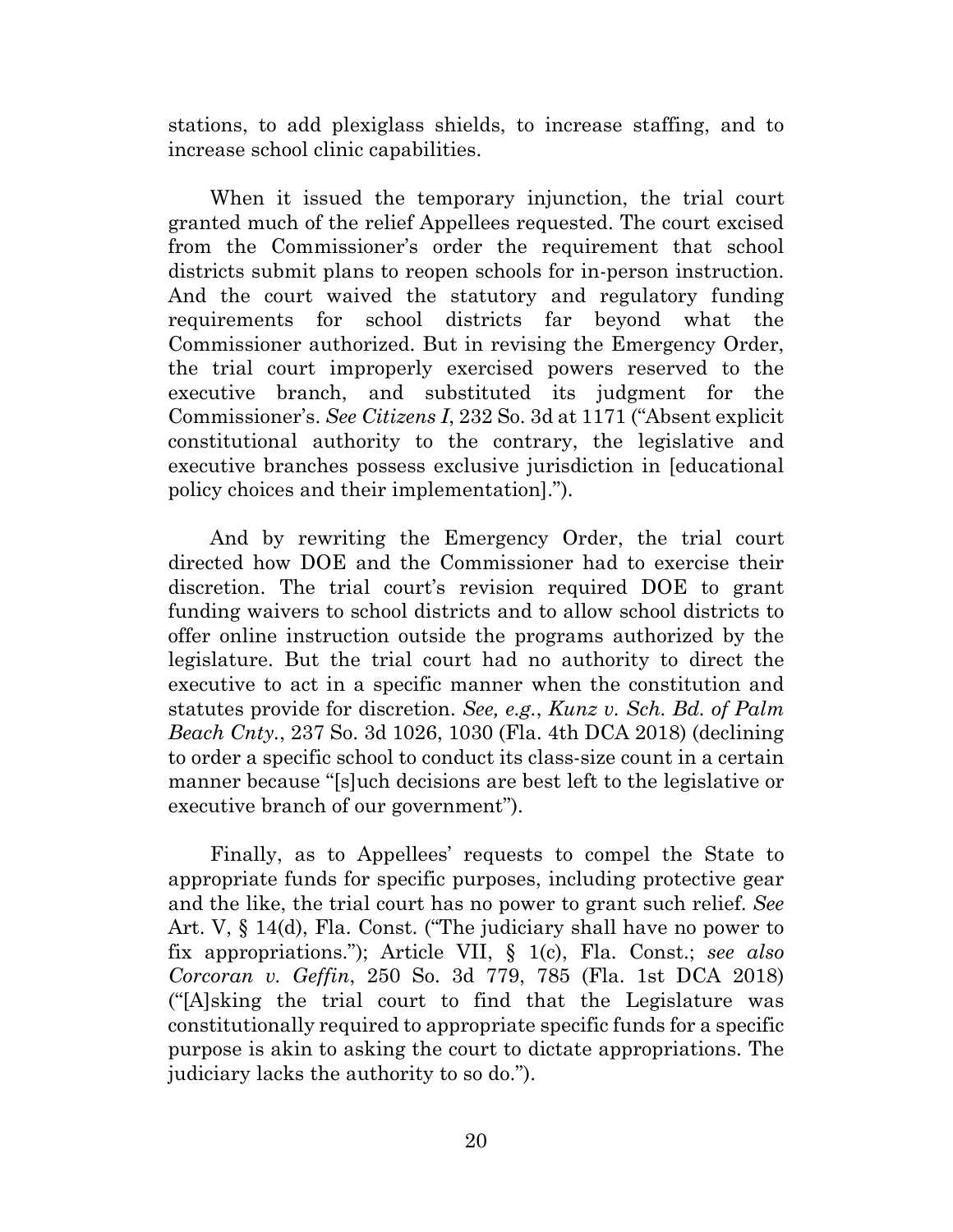stations, to add plexiglass shields, to increase staffing, and to increase school clinic capabilities.

When it issued the temporary injunction, the trial court granted much of the relief Appellees requested. The court excised from the Commissioner's order the requirement that school districts submit plans to reopen schools for in-person instruction. And the court waived the statutory and regulatory funding requirements for school districts far beyond what the Commissioner authorized. But in revising the Emergency Order, the trial court improperly exercised powers reserved to the executive branch, and substituted its judgment for the Commissioner's. *See Citizens I*, 232 So. 3d at 1171 ("Absent explicit constitutional authority to the contrary, the legislative and executive branches possess exclusive jurisdiction in [educational policy choices and their implementation].").

And by rewriting the Emergency Order, the trial court directed how DOE and the Commissioner had to exercise their discretion. The trial court's revision required DOE to grant funding waivers to school districts and to allow school districts to offer online instruction outside the programs authorized by the legislature. But the trial court had no authority to direct the executive to act in a specific manner when the constitution and statutes provide for discretion. *See, e.g.*, *Kunz v. Sch. Bd. of Palm Beach Cnty.*, 237 So. 3d 1026, 1030 (Fla. 4th DCA 2018) (declining to order a specific school to conduct its class-size count in a certain manner because "[s]uch decisions are best left to the legislative or executive branch of our government").

Finally, as to Appellees' requests to compel the State to appropriate funds for specific purposes, including protective gear and the like, the trial court has no power to grant such relief. *See* Art. V, § 14(d), Fla. Const. ("The judiciary shall have no power to fix appropriations."); Article VII, § 1(c), Fla. Const.; *see also Corcoran v. Geffin*, 250 So. 3d 779, 785 (Fla. 1st DCA 2018) ("[A]sking the trial court to find that the Legislature was constitutionally required to appropriate specific funds for a specific purpose is akin to asking the court to dictate appropriations. The judiciary lacks the authority to so do.").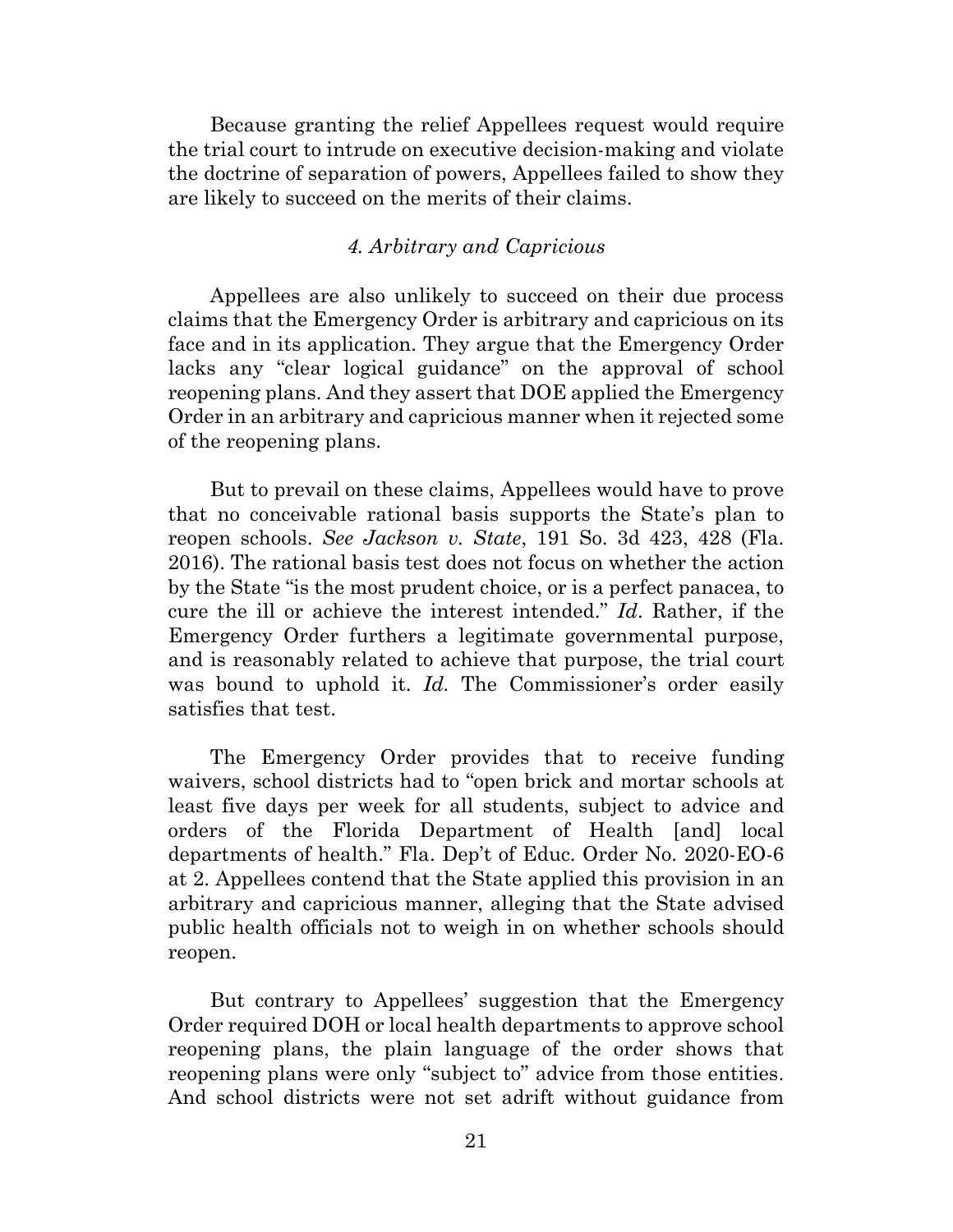Because granting the relief Appellees request would require the trial court to intrude on executive decision-making and violate the doctrine of separation of powers, Appellees failed to show they are likely to succeed on the merits of their claims.

#### *4. Arbitrary and Capricious*

Appellees are also unlikely to succeed on their due process claims that the Emergency Order is arbitrary and capricious on its face and in its application. They argue that the Emergency Order lacks any "clear logical guidance" on the approval of school reopening plans. And they assert that DOE applied the Emergency Order in an arbitrary and capricious manner when it rejected some of the reopening plans.

But to prevail on these claims, Appellees would have to prove that no conceivable rational basis supports the State's plan to reopen schools. *See Jackson v. State*, 191 So. 3d 423, 428 (Fla. 2016). The rational basis test does not focus on whether the action by the State "is the most prudent choice, or is a perfect panacea, to cure the ill or achieve the interest intended." *Id*. Rather, if the Emergency Order furthers a legitimate governmental purpose, and is reasonably related to achieve that purpose, the trial court was bound to uphold it. *Id.* The Commissioner's order easily satisfies that test.

The Emergency Order provides that to receive funding waivers, school districts had to "open brick and mortar schools at least five days per week for all students, subject to advice and orders of the Florida Department of Health [and] local departments of health." Fla. Dep't of Educ. Order No. 2020-EO-6 at 2. Appellees contend that the State applied this provision in an arbitrary and capricious manner, alleging that the State advised public health officials not to weigh in on whether schools should reopen.

But contrary to Appellees' suggestion that the Emergency Order required DOH or local health departments to approve school reopening plans, the plain language of the order shows that reopening plans were only "subject to" advice from those entities. And school districts were not set adrift without guidance from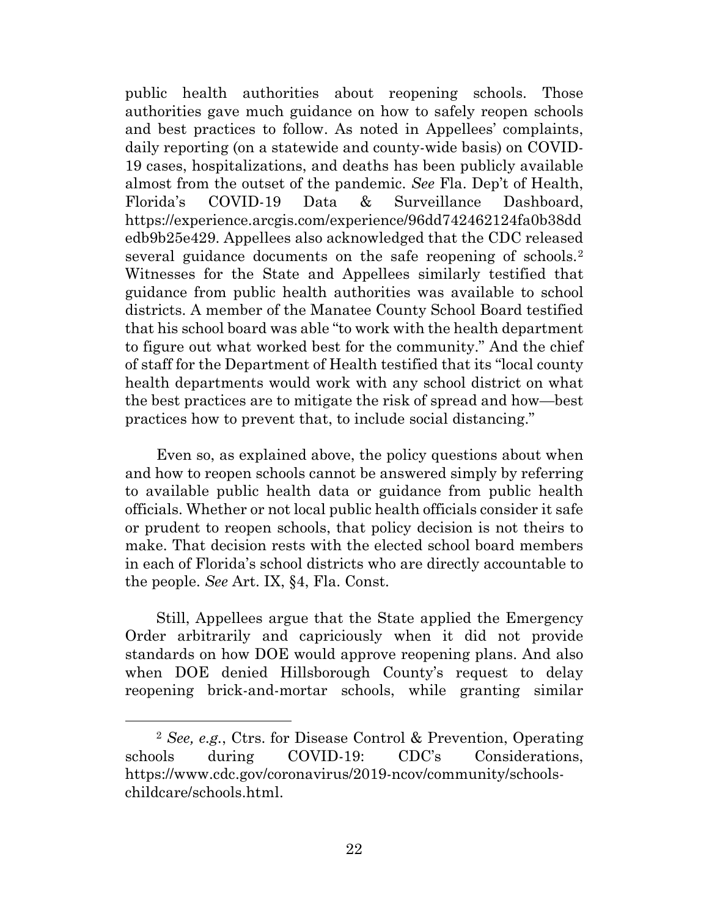public health authorities about reopening schools. Those authorities gave much guidance on how to safely reopen schools and best practices to follow. As noted in Appellees' complaints, daily reporting (on a statewide and county-wide basis) on COVID-19 cases, hospitalizations, and deaths has been publicly available almost from the outset of the pandemic. *See* Fla. Dep't of Health, Florida's COVID-19 Data & Surveillance Dashboard, https://experience.arcgis.com/experience/96dd742462124fa0b38ddedb9b25e429. Appellees also acknowledged that the CDC released several guidance documents on the safe reopening of schools.[2] Witnesses for the State and Appellees similarly testified that guidance from public health authorities was available to school districts. A member of the Manatee County School Board testified that his school board was able "to work with the health department to figure out what worked best for the community." And the chief of staff for the Department of Health testified that its "local county health departments would work with any school district on what the best practices are to mitigate the risk of spread and how—best practices how to prevent that, to include social distancing."

Even so, as explained above, the policy questions about when and how to reopen schools cannot be answered simply by referring to available public health data or guidance from public health officials. Whether or not local public health officials consider it safe or prudent to reopen schools, that policy decision is not theirs to make. That decision rests with the elected school board members in each of Florida's school districts who are directly accountable to the people. *See* Art. IX, §4, Fla. Const.

Still, Appellees argue that the State applied the Emergency Order arbitrarily and capriciously when it did not provide standards on how DOE would approve reopening plans. And also when DOE denied Hillsborough County's request to delay reopening brick-and-mortar schools, while granting similar

---

[2] *See, e.g.*, Ctrs. for Disease Control & Prevention, Operating schools during COVID-19: CDC's Considerations, https://www.cdc.gov/coronavirus/2019-ncov/community/schools-childcare/schools.html.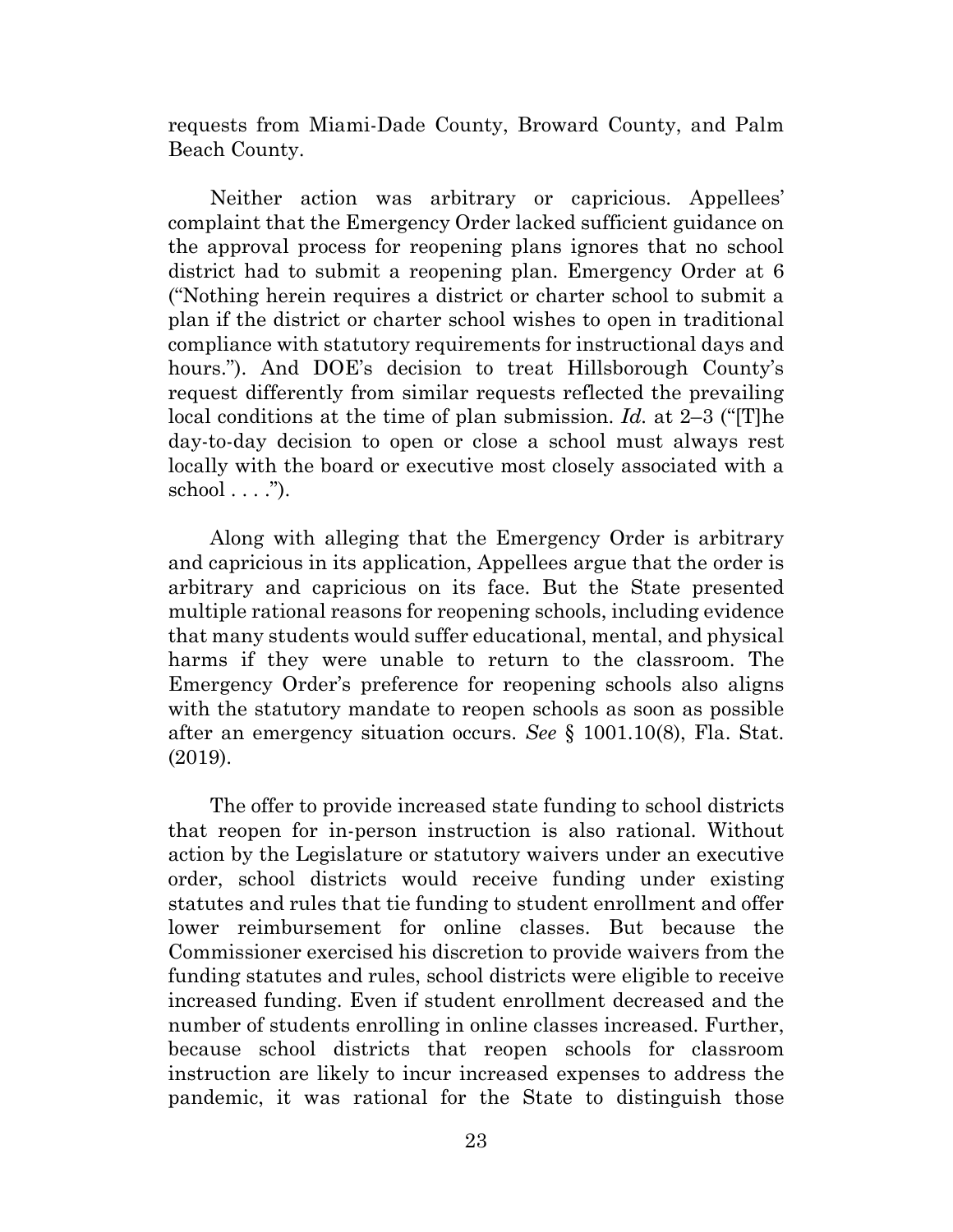requests from Miami-Dade County, Broward County, and Palm Beach County.

Neither action was arbitrary or capricious. Appellees' complaint that the Emergency Order lacked sufficient guidance on the approval process for reopening plans ignores that no school district had to submit a reopening plan. Emergency Order at 6 ("Nothing herein requires a district or charter school to submit a plan if the district or charter school wishes to open in traditional compliance with statutory requirements for instructional days and hours."). And DOE's decision to treat Hillsborough County's request differently from similar requests reflected the prevailing local conditions at the time of plan submission. *Id.* at 2–3 ("[T]he day-to-day decision to open or close a school must always rest locally with the board or executive most closely associated with a school . . . .").

Along with alleging that the Emergency Order is arbitrary and capricious in its application, Appellees argue that the order is arbitrary and capricious on its face. But the State presented multiple rational reasons for reopening schools, including evidence that many students would suffer educational, mental, and physical harms if they were unable to return to the classroom. The Emergency Order's preference for reopening schools also aligns with the statutory mandate to reopen schools as soon as possible after an emergency situation occurs. *See* § 1001.10(8), Fla. Stat. (2019).

The offer to provide increased state funding to school districts that reopen for in-person instruction is also rational. Without action by the Legislature or statutory waivers under an executive order, school districts would receive funding under existing statutes and rules that tie funding to student enrollment and offer lower reimbursement for online classes. But because the Commissioner exercised his discretion to provide waivers from the funding statutes and rules, school districts were eligible to receive increased funding. Even if student enrollment decreased and the number of students enrolling in online classes increased. Further, because school districts that reopen schools for classroom instruction are likely to incur increased expenses to address the pandemic, it was rational for the State to distinguish those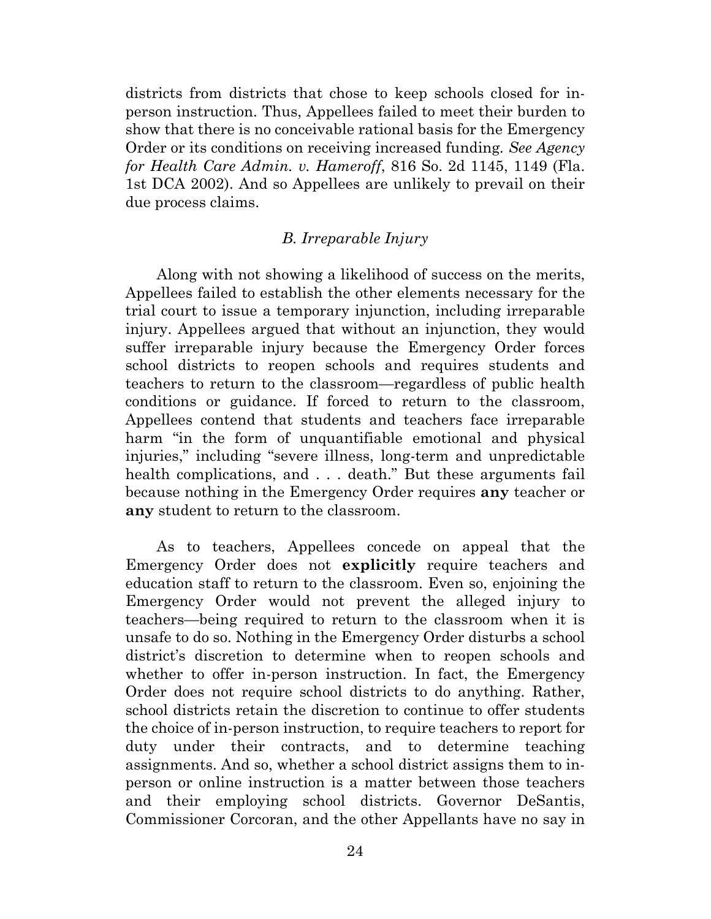districts from districts that chose to keep schools closed for in-person instruction. Thus, Appellees failed to meet their burden to show that there is no conceivable rational basis for the Emergency Order or its conditions on receiving increased funding. *See Agency for Health Care Admin. v. Hameroff*, 816 So. 2d 1145, 1149 (Fla. 1st DCA 2002). And so Appellees are unlikely to prevail on their due process claims.

### *B. Irreparable Injury*

Along with not showing a likelihood of success on the merits, Appellees failed to establish the other elements necessary for the trial court to issue a temporary injunction, including irreparable injury. Appellees argued that without an injunction, they would suffer irreparable injury because the Emergency Order forces school districts to reopen schools and requires students and teachers to return to the classroom—regardless of public health conditions or guidance. If forced to return to the classroom, Appellees contend that students and teachers face irreparable harm "in the form of unquantifiable emotional and physical injuries," including "severe illness, long-term and unpredictable health complications, and . . . death." But these arguments fail because nothing in the Emergency Order requires **any** teacher or **any** student to return to the classroom.

As to teachers, Appellees concede on appeal that the Emergency Order does not **explicitly** require teachers and education staff to return to the classroom. Even so, enjoining the Emergency Order would not prevent the alleged injury to teachers—being required to return to the classroom when it is unsafe to do so. Nothing in the Emergency Order disturbs a school district's discretion to determine when to reopen schools and whether to offer in-person instruction. In fact, the Emergency Order does not require school districts to do anything. Rather, school districts retain the discretion to continue to offer students the choice of in-person instruction, to require teachers to report for duty under their contracts, and to determine teaching assignments. And so, whether a school district assigns them to in-person or online instruction is a matter between those teachers and their employing school districts. Governor DeSantis, Commissioner Corcoran, and the other Appellants have no say in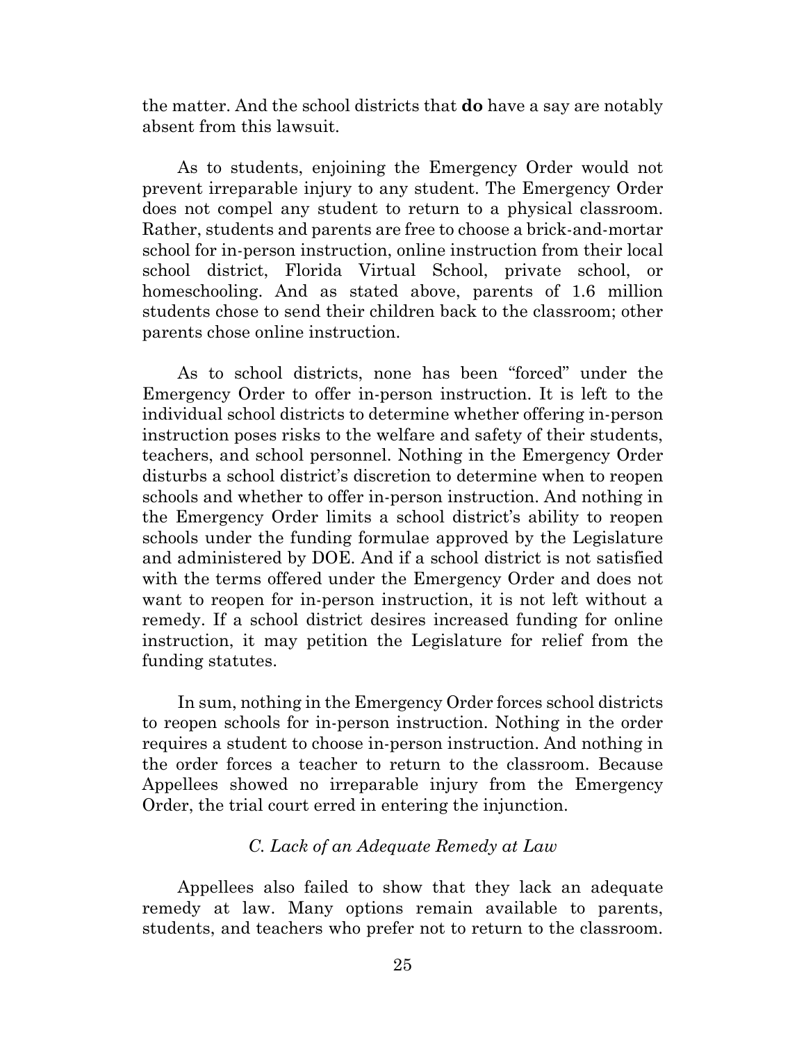the matter. And the school districts that **do** have a say are notably absent from this lawsuit.

As to students, enjoining the Emergency Order would not prevent irreparable injury to any student. The Emergency Order does not compel any student to return to a physical classroom. Rather, students and parents are free to choose a brick-and-mortar school for in-person instruction, online instruction from their local school district, Florida Virtual School, private school, or homeschooling. And as stated above, parents of 1.6 million students chose to send their children back to the classroom; other parents chose online instruction.

As to school districts, none has been "forced" under the Emergency Order to offer in-person instruction. It is left to the individual school districts to determine whether offering in-person instruction poses risks to the welfare and safety of their students, teachers, and school personnel. Nothing in the Emergency Order disturbs a school district's discretion to determine when to reopen schools and whether to offer in-person instruction. And nothing in the Emergency Order limits a school district's ability to reopen schools under the funding formulae approved by the Legislature and administered by DOE. And if a school district is not satisfied with the terms offered under the Emergency Order and does not want to reopen for in-person instruction, it is not left without a remedy. If a school district desires increased funding for online instruction, it may petition the Legislature for relief from the funding statutes.

In sum, nothing in the Emergency Order forces school districts to reopen schools for in-person instruction. Nothing in the order requires a student to choose in-person instruction. And nothing in the order forces a teacher to return to the classroom. Because Appellees showed no irreparable injury from the Emergency Order, the trial court erred in entering the injunction.

### *C. Lack of an Adequate Remedy at Law*

Appellees also failed to show that they lack an adequate remedy at law. Many options remain available to parents, students, and teachers who prefer not to return to the classroom.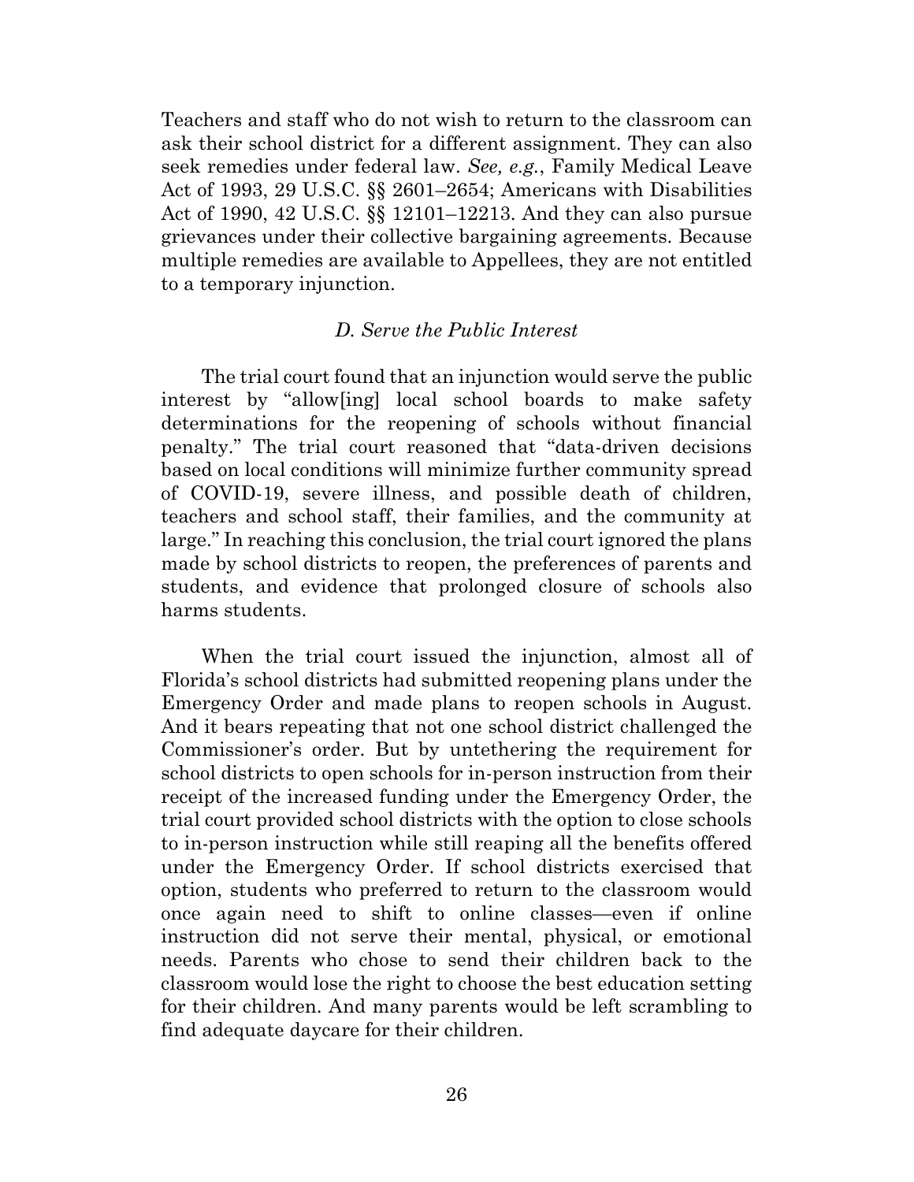Teachers and staff who do not wish to return to the classroom can ask their school district for a different assignment. They can also seek remedies under federal law. *See, e.g.*, Family Medical Leave Act of 1993, 29 U.S.C. §§ 2601–2654; Americans with Disabilities Act of 1990, 42 U.S.C. §§ 12101–12213. And they can also pursue grievances under their collective bargaining agreements. Because multiple remedies are available to Appellees, they are not entitled to a temporary injunction.

### *D. Serve the Public Interest*

The trial court found that an injunction would serve the public interest by "allow[ing] local school boards to make safety determinations for the reopening of schools without financial penalty." The trial court reasoned that "data-driven decisions based on local conditions will minimize further community spread of COVID-19, severe illness, and possible death of children, teachers and school staff, their families, and the community at large." In reaching this conclusion, the trial court ignored the plans made by school districts to reopen, the preferences of parents and students, and evidence that prolonged closure of schools also harms students.

When the trial court issued the injunction, almost all of Florida's school districts had submitted reopening plans under the Emergency Order and made plans to reopen schools in August. And it bears repeating that not one school district challenged the Commissioner's order. But by untethering the requirement for school districts to open schools for in-person instruction from their receipt of the increased funding under the Emergency Order, the trial court provided school districts with the option to close schools to in-person instruction while still reaping all the benefits offered under the Emergency Order. If school districts exercised that option, students who preferred to return to the classroom would once again need to shift to online classes—even if online instruction did not serve their mental, physical, or emotional needs. Parents who chose to send their children back to the classroom would lose the right to choose the best education setting for their children. And many parents would be left scrambling to find adequate daycare for their children.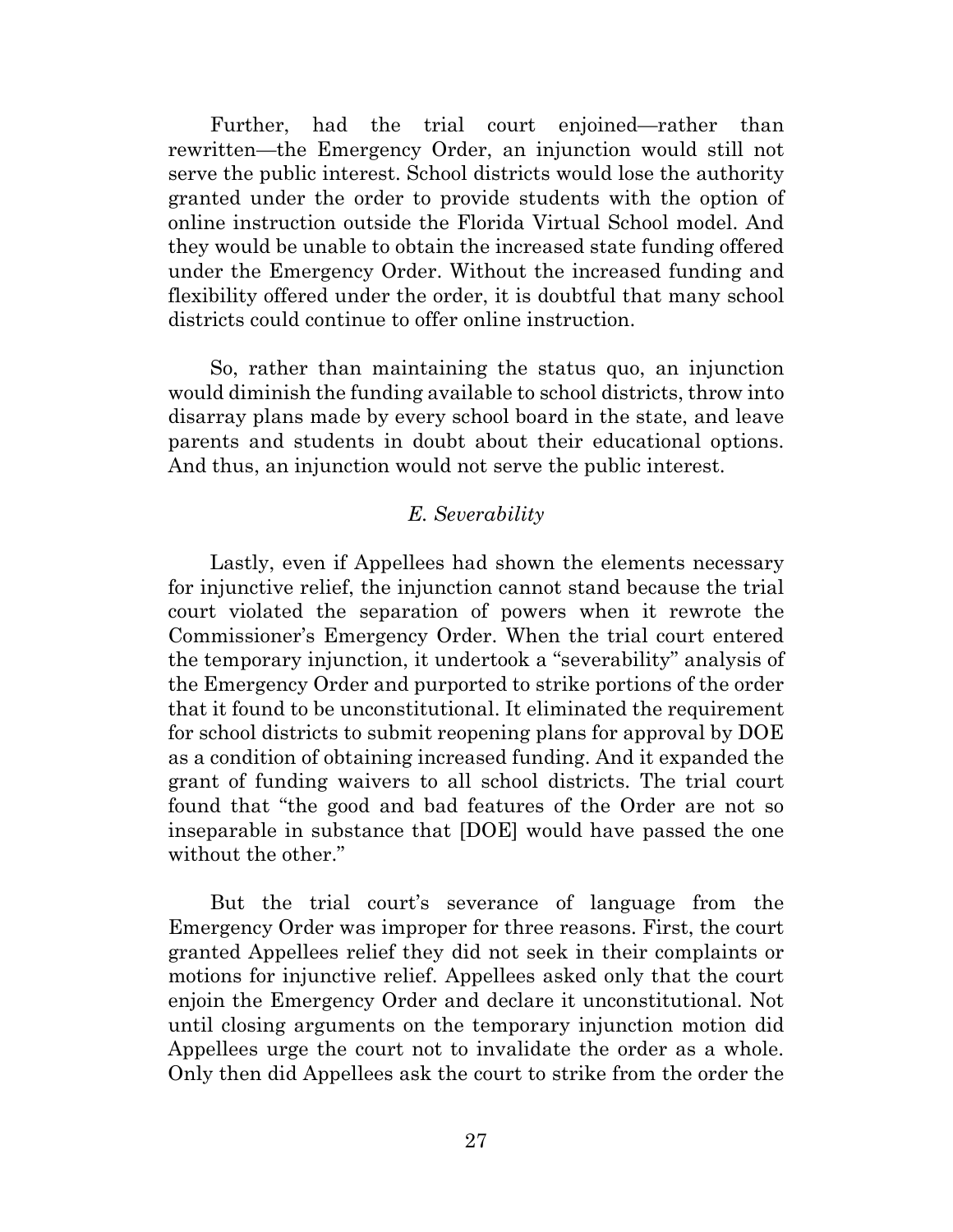Further, had the trial court enjoined—rather than rewritten—the Emergency Order, an injunction would still not serve the public interest. School districts would lose the authority granted under the order to provide students with the option of online instruction outside the Florida Virtual School model. And they would be unable to obtain the increased state funding offered under the Emergency Order. Without the increased funding and flexibility offered under the order, it is doubtful that many school districts could continue to offer online instruction.

So, rather than maintaining the status quo, an injunction would diminish the funding available to school districts, throw into disarray plans made by every school board in the state, and leave parents and students in doubt about their educational options. And thus, an injunction would not serve the public interest.

### *E. Severability*

Lastly, even if Appellees had shown the elements necessary for injunctive relief, the injunction cannot stand because the trial court violated the separation of powers when it rewrote the Commissioner's Emergency Order. When the trial court entered the temporary injunction, it undertook a "severability" analysis of the Emergency Order and purported to strike portions of the order that it found to be unconstitutional. It eliminated the requirement for school districts to submit reopening plans for approval by DOE as a condition of obtaining increased funding. And it expanded the grant of funding waivers to all school districts. The trial court found that "the good and bad features of the Order are not so inseparable in substance that [DOE] would have passed the one without the other."

But the trial court's severance of language from the Emergency Order was improper for three reasons. First, the court granted Appellees relief they did not seek in their complaints or motions for injunctive relief. Appellees asked only that the court enjoin the Emergency Order and declare it unconstitutional. Not until closing arguments on the temporary injunction motion did Appellees urge the court not to invalidate the order as a whole. Only then did Appellees ask the court to strike from the order the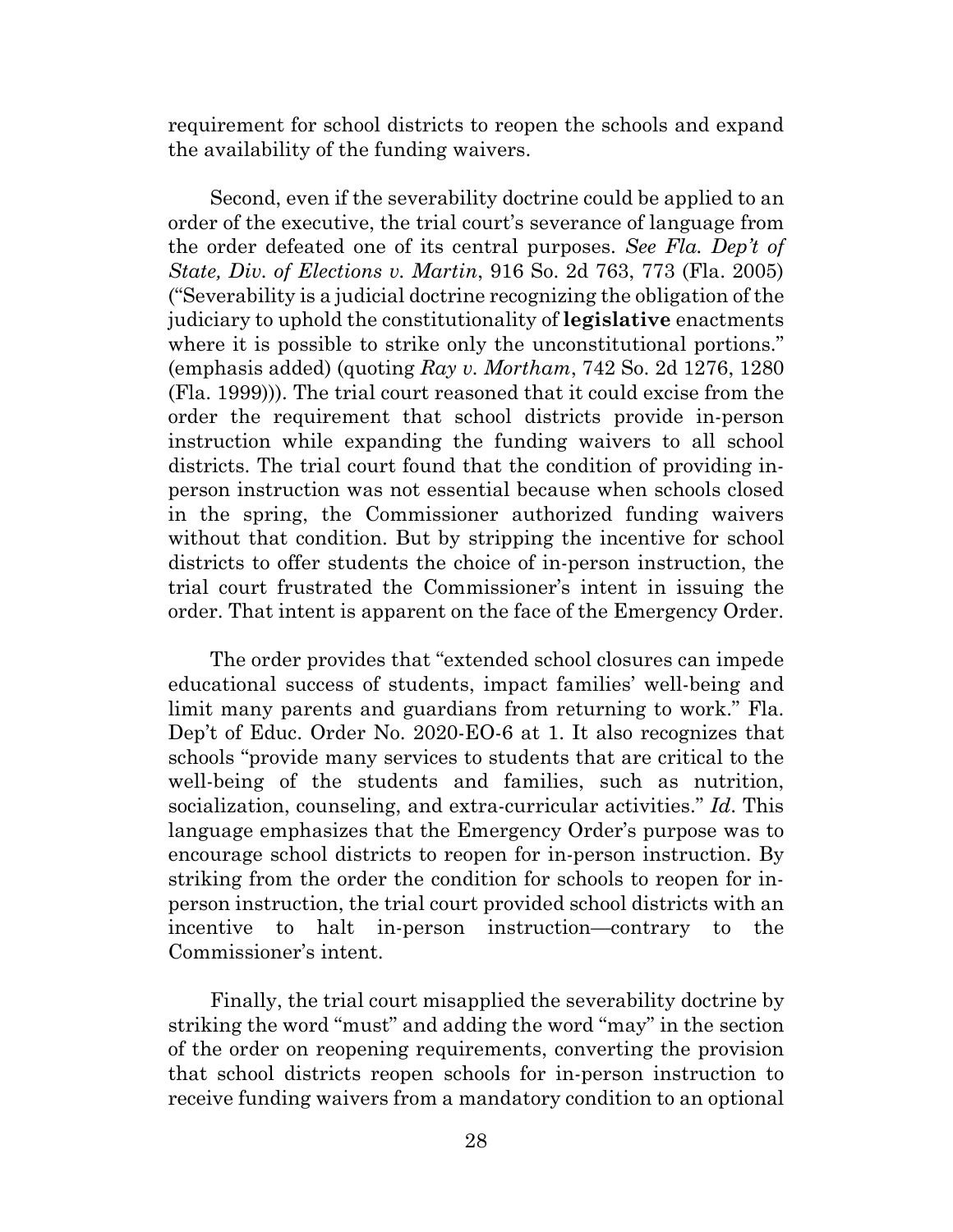requirement for school districts to reopen the schools and expand the availability of the funding waivers.

Second, even if the severability doctrine could be applied to an order of the executive, the trial court's severance of language from the order defeated one of its central purposes. *See Fla. Dep't of State, Div. of Elections v. Martin*, 916 So. 2d 763, 773 (Fla. 2005) ("Severability is a judicial doctrine recognizing the obligation of the judiciary to uphold the constitutionality of **legislative** enactments where it is possible to strike only the unconstitutional portions." (emphasis added) (quoting *Ray v. Mortham*, 742 So. 2d 1276, 1280 (Fla. 1999))). The trial court reasoned that it could excise from the order the requirement that school districts provide in-person instruction while expanding the funding waivers to all school districts. The trial court found that the condition of providing in-person instruction was not essential because when schools closed in the spring, the Commissioner authorized funding waivers without that condition. But by stripping the incentive for school districts to offer students the choice of in-person instruction, the trial court frustrated the Commissioner's intent in issuing the order. That intent is apparent on the face of the Emergency Order.

The order provides that "extended school closures can impede educational success of students, impact families' well-being and limit many parents and guardians from returning to work." Fla. Dep't of Educ. Order No. 2020-EO-6 at 1. It also recognizes that schools "provide many services to students that are critical to the well-being of the students and families, such as nutrition, socialization, counseling, and extra-curricular activities." *Id*. This language emphasizes that the Emergency Order's purpose was to encourage school districts to reopen for in-person instruction. By striking from the order the condition for schools to reopen for in-person instruction, the trial court provided school districts with an incentive to halt in-person instruction—contrary to the Commissioner's intent.

Finally, the trial court misapplied the severability doctrine by striking the word "must" and adding the word "may" in the section of the order on reopening requirements, converting the provision that school districts reopen schools for in-person instruction to receive funding waivers from a mandatory condition to an optional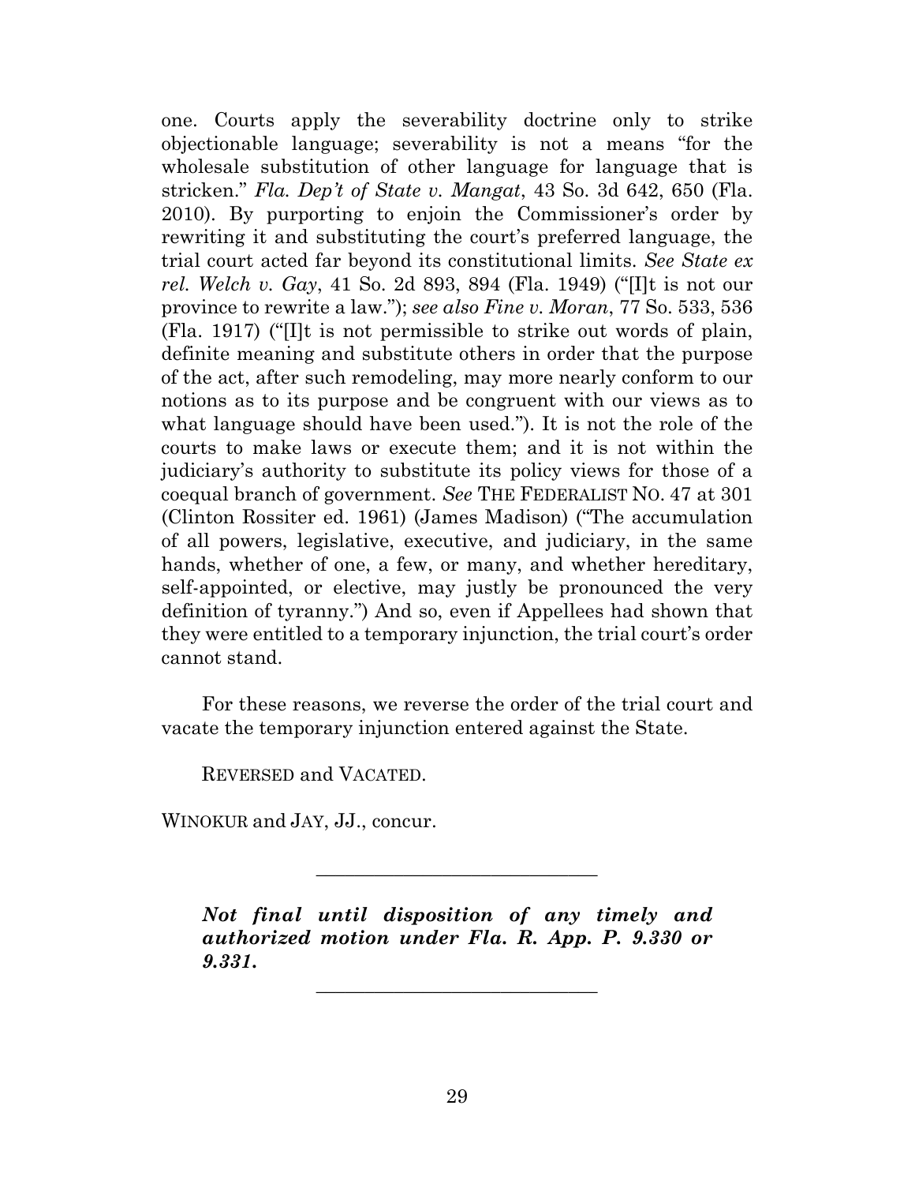one. Courts apply the severability doctrine only to strike objectionable language; severability is not a means "for the wholesale substitution of other language for language that is stricken." *Fla. Dep't of State v. Mangat*, 43 So. 3d 642, 650 (Fla. 2010). By purporting to enjoin the Commissioner's order by rewriting it and substituting the court's preferred language, the trial court acted far beyond its constitutional limits. *See State ex rel. Welch v. Gay*, 41 So. 2d 893, 894 (Fla. 1949) ("[I]t is not our province to rewrite a law."); *see also Fine v. Moran*, 77 So. 533, 536 (Fla. 1917) ("[I]t is not permissible to strike out words of plain, definite meaning and substitute others in order that the purpose of the act, after such remodeling, may more nearly conform to our notions as to its purpose and be congruent with our views as to what language should have been used."). It is not the role of the courts to make laws or execute them; and it is not within the judiciary's authority to substitute its policy views for those of a coequal branch of government. *See* THE FEDERALIST NO. 47 at 301 (Clinton Rossiter ed. 1961) (James Madison) ("The accumulation of all powers, legislative, executive, and judiciary, in the same hands, whether of one, a few, or many, and whether hereditary, self-appointed, or elective, may justly be pronounced the very definition of tyranny.") And so, even if Appellees had shown that they were entitled to a temporary injunction, the trial court's order cannot stand.

For these reasons, we reverse the order of the trial court and vacate the temporary injunction entered against the State.

REVERSED and VACATED.

WINOKUR and JAY, JJ., concur.

---

***Not final until disposition of any timely and authorized motion under Fla. R. App. P. 9.330 or 9.331.***

---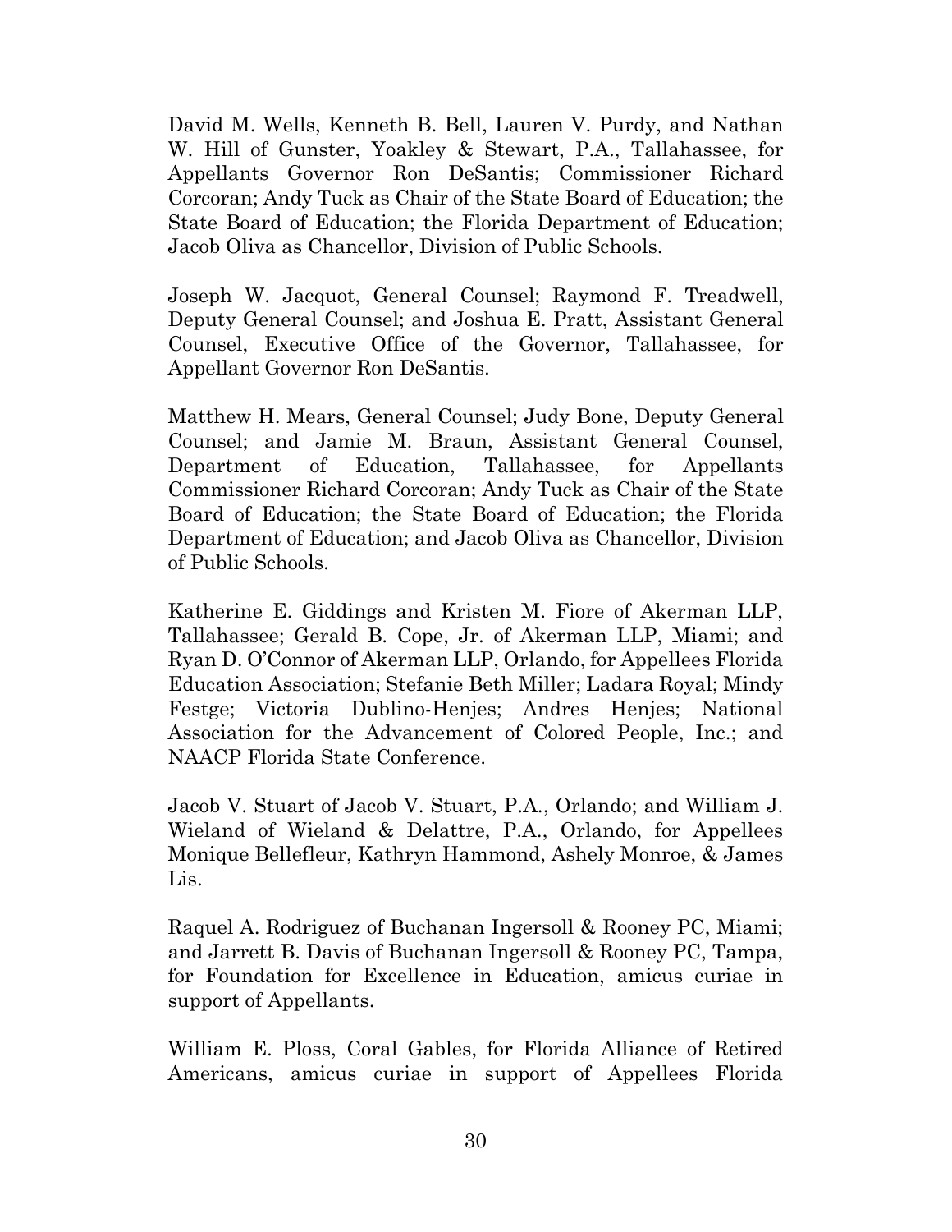David M. Wells, Kenneth B. Bell, Lauren V. Purdy, and Nathan W. Hill of Gunster, Yoakley & Stewart, P.A., Tallahassee, for Appellants Governor Ron DeSantis; Commissioner Richard Corcoran; Andy Tuck as Chair of the State Board of Education; the State Board of Education; the Florida Department of Education; Jacob Oliva as Chancellor, Division of Public Schools.

Joseph W. Jacquot, General Counsel; Raymond F. Treadwell, Deputy General Counsel; and Joshua E. Pratt, Assistant General Counsel, Executive Office of the Governor, Tallahassee, for Appellant Governor Ron DeSantis.

Matthew H. Mears, General Counsel; Judy Bone, Deputy General Counsel; and Jamie M. Braun, Assistant General Counsel, Department of Education, Tallahassee, for Appellants Commissioner Richard Corcoran; Andy Tuck as Chair of the State Board of Education; the State Board of Education; the Florida Department of Education; and Jacob Oliva as Chancellor, Division of Public Schools.

Katherine E. Giddings and Kristen M. Fiore of Akerman LLP, Tallahassee; Gerald B. Cope, Jr. of Akerman LLP, Miami; and Ryan D. O'Connor of Akerman LLP, Orlando, for Appellees Florida Education Association; Stefanie Beth Miller; Ladara Royal; Mindy Festge; Victoria Dublino-Henjes; Andres Henjes; National Association for the Advancement of Colored People, Inc.; and NAACP Florida State Conference.

Jacob V. Stuart of Jacob V. Stuart, P.A., Orlando; and William J. Wieland of Wieland & Delattre, P.A., Orlando, for Appellees Monique Bellefleur, Kathryn Hammond, Ashely Monroe, & James Lis.

Raquel A. Rodriguez of Buchanan Ingersoll & Rooney PC, Miami; and Jarrett B. Davis of Buchanan Ingersoll & Rooney PC, Tampa, for Foundation for Excellence in Education, amicus curiae in support of Appellants.

William E. Ploss, Coral Gables, for Florida Alliance of Retired Americans, amicus curiae in support of Appellees Florida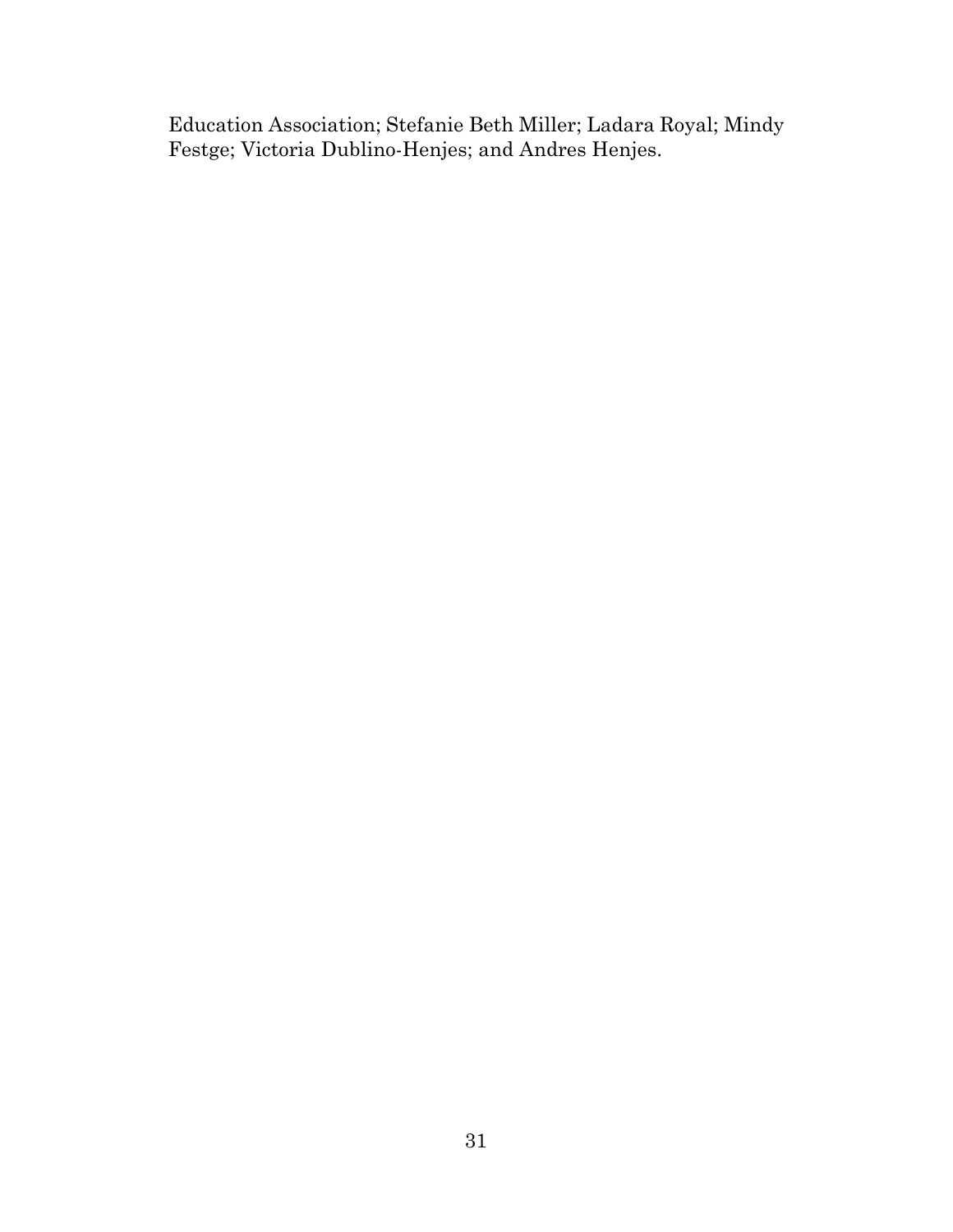Education Association; Stefanie Beth Miller; Ladara Royal; Mindy Festge; Victoria Dublino-Henjes; and Andres Henjes.